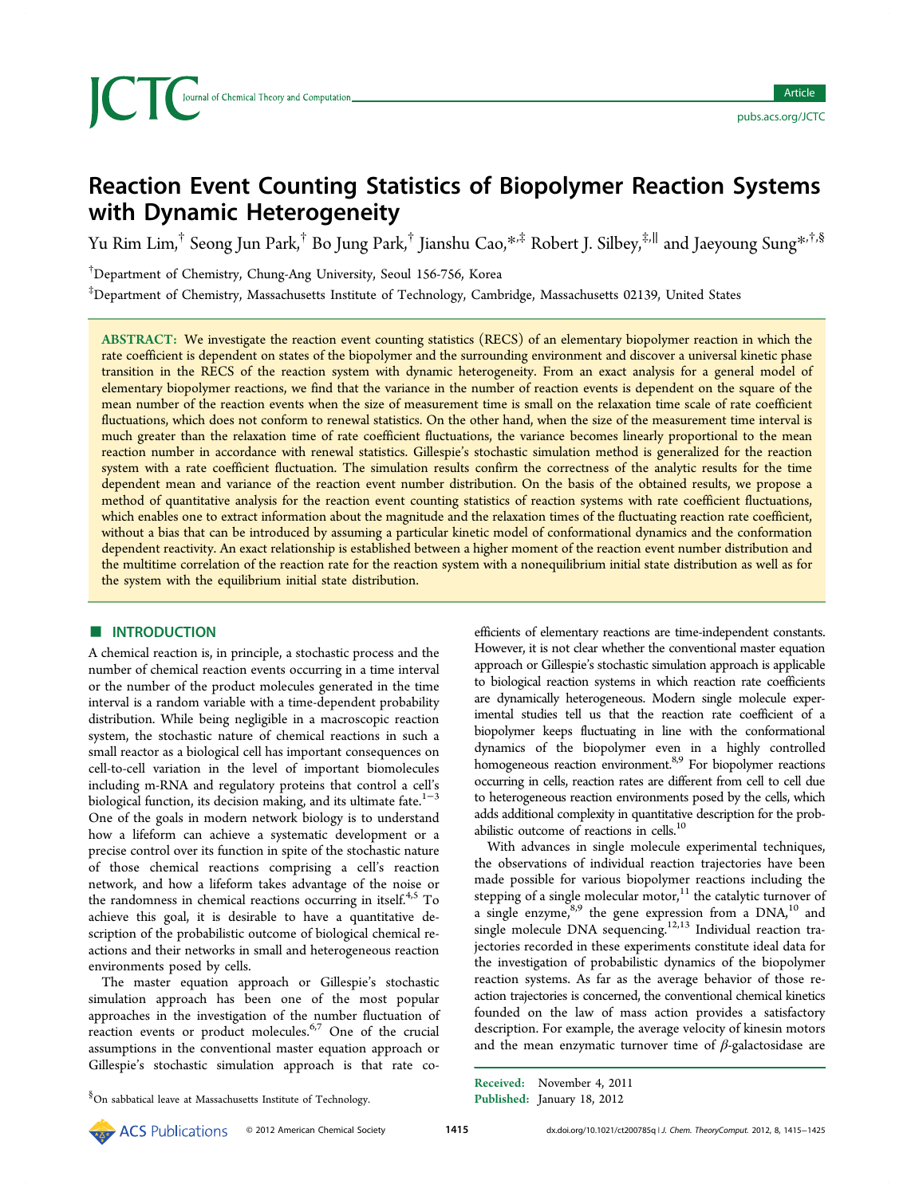# Reaction Event Counting Statistics of Biopolymer Reaction Systems with Dynamic Heterogeneity

Yu Rim Lim,[†] Seong Jun Park,[†] Bo Jung Park,[†] Jianshu Cao,[*,‡] Robert J. Silbey,[‡,∥] and Jaeyoung Sung[*,†,§]

[†]Department of Chemistry, Chung-Ang University, Seoul 156-756, Korea

[‡]Department of Chemistry, Massachusetts Institute of Technology, Cambridge, Massachusetts 02139, United States

**ABSTRACT:** We investigate the reaction event counting statistics (RECS) of an elementary biopolymer reaction in which the rate coefficient is dependent on states of the biopolymer and the surrounding environment and discover a universal kinetic phase transition in the RECS of the reaction system with dynamic heterogeneity. From an exact analysis for a general model of elementary biopolymer reactions, we find that the variance in the number of reaction events is dependent on the square of the mean number of the reaction events when the size of measurement time is small on the relaxation time scale of rate coefficient fluctuations, which does not conform to renewal statistics. On the other hand, when the size of the measurement time interval is much greater than the relaxation time of rate coefficient fluctuations, the variance becomes linearly proportional to the mean reaction number in accordance with renewal statistics. Gillespie's stochastic simulation method is generalized for the reaction system with a rate coefficient fluctuation. The simulation results confirm the correctness of the analytic results for the time dependent mean and variance of the reaction event number distribution. On the basis of the obtained results, we propose a method of quantitative analysis for the reaction event counting statistics of reaction systems with rate coefficient fluctuations, which enables one to extract information about the magnitude and the relaxation times of the fluctuating reaction rate coefficient, without a bias that can be introduced by assuming a particular kinetic model of conformational dynamics and the conformation dependent reactivity. An exact relationship is established between a higher moment of the reaction event number distribution and the multitime correlation of the reaction rate for the reaction system with a nonequilibrium initial state distribution as well as for the system with the equilibrium initial state distribution.

## INTRODUCTION

A chemical reaction is, in principle, a stochastic process and the number of chemical reaction events occurring in a time interval or the number of the product molecules generated in the time interval is a random variable with a time-dependent probability distribution. While being negligible in a macroscopic reaction system, the stochastic nature of chemical reactions in such a small reactor as a biological cell has important consequences on cell-to-cell variation in the level of important biomolecules including m-RNA and regulatory proteins that control a cell's biological function, its decision making, and its ultimate fate.[1−3] One of the goals in modern network biology is to understand how a lifeform can achieve a systematic development or a precise control over its function in spite of the stochastic nature of those chemical reactions comprising a cell's reaction network, and how a lifeform takes advantage of the noise or the randomness in chemical reactions occurring in itself.[4,5] To achieve this goal, it is desirable to have a quantitative description of the probabilistic outcome of biological chemical reactions and their networks in small and heterogeneous reaction environments posed by cells.

The master equation approach or Gillespie's stochastic simulation approach has been one of the most popular approaches in the investigation of the number fluctuation of reaction events or product molecules.[6,7] One of the crucial assumptions in the conventional master equation approach or Gillespie's stochastic simulation approach is that rate coefficients of elementary reactions are time-independent constants. However, it is not clear whether the conventional master equation approach or Gillespie's stochastic simulation approach is applicable to biological reaction systems in which reaction rate coefficients are dynamically heterogeneous. Modern single molecule experimental studies tell us that the reaction rate coefficient of a biopolymer keeps fluctuating in line with the conformational dynamics of the biopolymer even in a highly controlled homogeneous reaction environment.[8,9] For biopolymer reactions occurring in cells, reaction rates are different from cell to cell due to heterogeneous reaction environments posed by the cells, which adds additional complexity in quantitative description for the probabilistic outcome of reactions in cells.[10]

With advances in single molecule experimental techniques, the observations of individual reaction trajectories have been made possible for various biopolymer reactions including the stepping of a single molecular motor,[11] the catalytic turnover of a single enzyme,[8,9] the gene expression from a DNA,[10] and single molecule DNA sequencing.[12,13] Individual reaction trajectories recorded in these experiments constitute ideal data for the investigation of probabilistic dynamics of the biopolymer reaction systems. As far as the average behavior of those reaction trajectories is concerned, the conventional chemical kinetics founded on the law of mass action provides a satisfactory description. For example, the average velocity of kinesin motors and the mean enzymatic turnover time of $\beta$-galactosidase are

[§]On sabbatical leave at Massachusetts Institute of Technology.

Received: November 4, 2011
Published: January 18, 2012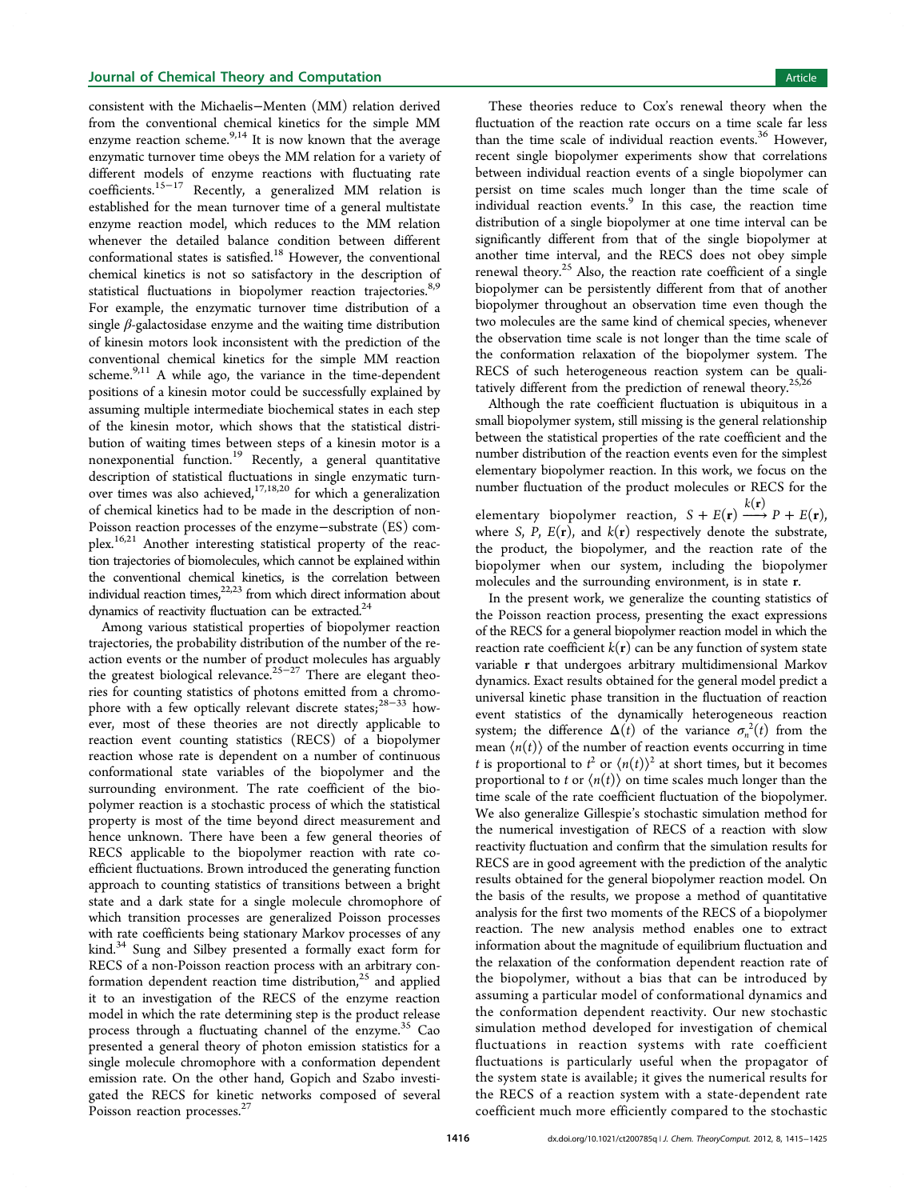consistent with the Michaelis−Menten (MM) relation derived from the conventional chemical kinetics for the simple MM enzyme reaction scheme.[9,14] It is now known that the average enzymatic turnover time obeys the MM relation for a variety of different models of enzyme reactions with fluctuating rate coefficients.[15−17] Recently, a generalized MM relation is established for the mean turnover time of a general multistate enzyme reaction model, which reduces to the MM relation whenever the detailed balance condition between different conformational states is satisfied.[18] However, the conventional chemical kinetics is not so satisfactory in the description of statistical fluctuations in biopolymer reaction trajectories.[8,9] For example, the enzymatic turnover time distribution of a single β-galactosidase enzyme and the waiting time distribution of kinesin motors look inconsistent with the prediction of the conventional chemical kinetics for the simple MM reaction scheme.[9,11] A while ago, the variance in the time-dependent positions of a kinesin motor could be successfully explained by assuming multiple intermediate biochemical states in each step of the kinesin motor, which shows that the statistical distribution of waiting times between steps of a kinesin motor is a nonexponential function.[19] Recently, a general quantitative description of statistical fluctuations in single enzymatic turnover times was also achieved,[17,18,20] for which a generalization of chemical kinetics had to be made in the description of non-Poisson reaction processes of the enzyme−substrate (ES) complex.[16,21] Another interesting statistical property of the reaction trajectories of biomolecules, which cannot be explained within the conventional chemical kinetics, is the correlation between individual reaction times,[22,23] from which direct information about dynamics of reactivity fluctuation can be extracted.[24]

Among various statistical properties of biopolymer reaction trajectories, the probability distribution of the number of the reaction events or the number of product molecules has arguably the greatest biological relevance.[25−27] There are elegant theories for counting statistics of photons emitted from a chromophore with a few optically relevant discrete states;[28−33] however, most of these theories are not directly applicable to reaction event counting statistics (RECS) of a biopolymer reaction whose rate is dependent on a number of continuous conformational state variables of the biopolymer and the surrounding environment. The rate coefficient of the biopolymer reaction is a stochastic process of which the statistical property is most of the time beyond direct measurement and hence unknown. There have been a few general theories of RECS applicable to the biopolymer reaction with rate coefficient fluctuations. Brown introduced the generating function approach to counting statistics of transitions between a bright state and a dark state for a single molecule chromophore of which transition processes are generalized Poisson processes with rate coefficients being stationary Markov processes of any kind.[34] Sung and Silbey presented a formally exact form for RECS of a non-Poisson reaction process with an arbitrary conformation dependent reaction time distribution,[25] and applied it to an investigation of the RECS of the enzyme reaction model in which the rate determining step is the product release process through a fluctuating channel of the enzyme.[35] Cao presented a general theory of photon emission statistics for a single molecule chromophore with a conformation dependent emission rate. On the other hand, Gopich and Szabo investigated the RECS for kinetic networks composed of several Poisson reaction processes.[27]

These theories reduce to Cox's renewal theory when the fluctuation of the reaction rate occurs on a time scale far less than the time scale of individual reaction events.[36] However, recent single biopolymer experiments show that correlations between individual reaction events of a single biopolymer can persist on time scales much longer than the time scale of individual reaction events.[9] In this case, the reaction time distribution of a single biopolymer at one time interval can be significantly different from that of the single biopolymer at another time interval, and the RECS does not obey simple renewal theory.[25] Also, the reaction rate coefficient of a single biopolymer can be persistently different from that of another biopolymer throughout an observation time even though the two molecules are the same kind of chemical species, whenever the observation time scale is not longer than the time scale of the conformation relaxation of the biopolymer system. The RECS of such heterogeneous reaction system can be qualitatively different from the prediction of renewal theory.[25,26]

Although the rate coefficient fluctuation is ubiquitous in a small biopolymer system, still missing is the general relationship between the statistical properties of the rate coefficient and the number distribution of the reaction events even for the simplest elementary biopolymer reaction. In this work, we focus on the number fluctuation of the product molecules or RECS for the elementary biopolymer reaction, $S + E(\mathbf{r}) \xrightarrow{k(\mathbf{r})} P + E(\mathbf{r})$, where $S$, $P$, $E(\mathbf{r})$, and $k(\mathbf{r})$ respectively denote the substrate, the product, the biopolymer, and the reaction rate of the biopolymer when our system, including the biopolymer molecules and the surrounding environment, is in state $\mathbf{r}$.

In the present work, we generalize the counting statistics of the Poisson reaction process, presenting the exact expressions of the RECS for a general biopolymer reaction model in which the reaction rate coefficient $k(\mathbf{r})$ can be any function of system state variable $\mathbf{r}$ that undergoes arbitrary multidimensional Markov dynamics. Exact results obtained for the general model predict a universal kinetic phase transition in the fluctuation of reaction event statistics of the dynamically heterogeneous reaction system; the difference $\Delta(t)$ of the variance $\sigma_n^2(t)$ from the mean $\langle n(t)\rangle$ of the number of reaction events occurring in time $t$ is proportional to $t^2$ or $\langle n(t)\rangle^2$ at short times, but it becomes proportional to $t$ or $\langle n(t)\rangle$ on time scales much longer than the time scale of the rate coefficient fluctuation of the biopolymer. We also generalize Gillespie's stochastic simulation method for the numerical investigation of RECS of a reaction with slow reactivity fluctuation and confirm that the simulation results for RECS are in good agreement with the prediction of the analytic results obtained for the general biopolymer reaction model. On the basis of the results, we propose a method of quantitative analysis for the first two moments of the RECS of a biopolymer reaction. The new analysis method enables one to extract information about the magnitude of equilibrium fluctuation and the relaxation of the conformation dependent reaction rate of the biopolymer, without a bias that can be introduced by assuming a particular model of conformational dynamics and the conformation dependent reactivity. Our new stochastic simulation method developed for investigation of chemical fluctuations in reaction systems with rate coefficient fluctuations is particularly useful when the propagator of the system state is available; it gives the numerical results for the RECS of a reaction system with a state-dependent rate coefficient much more efficiently compared to the stochastic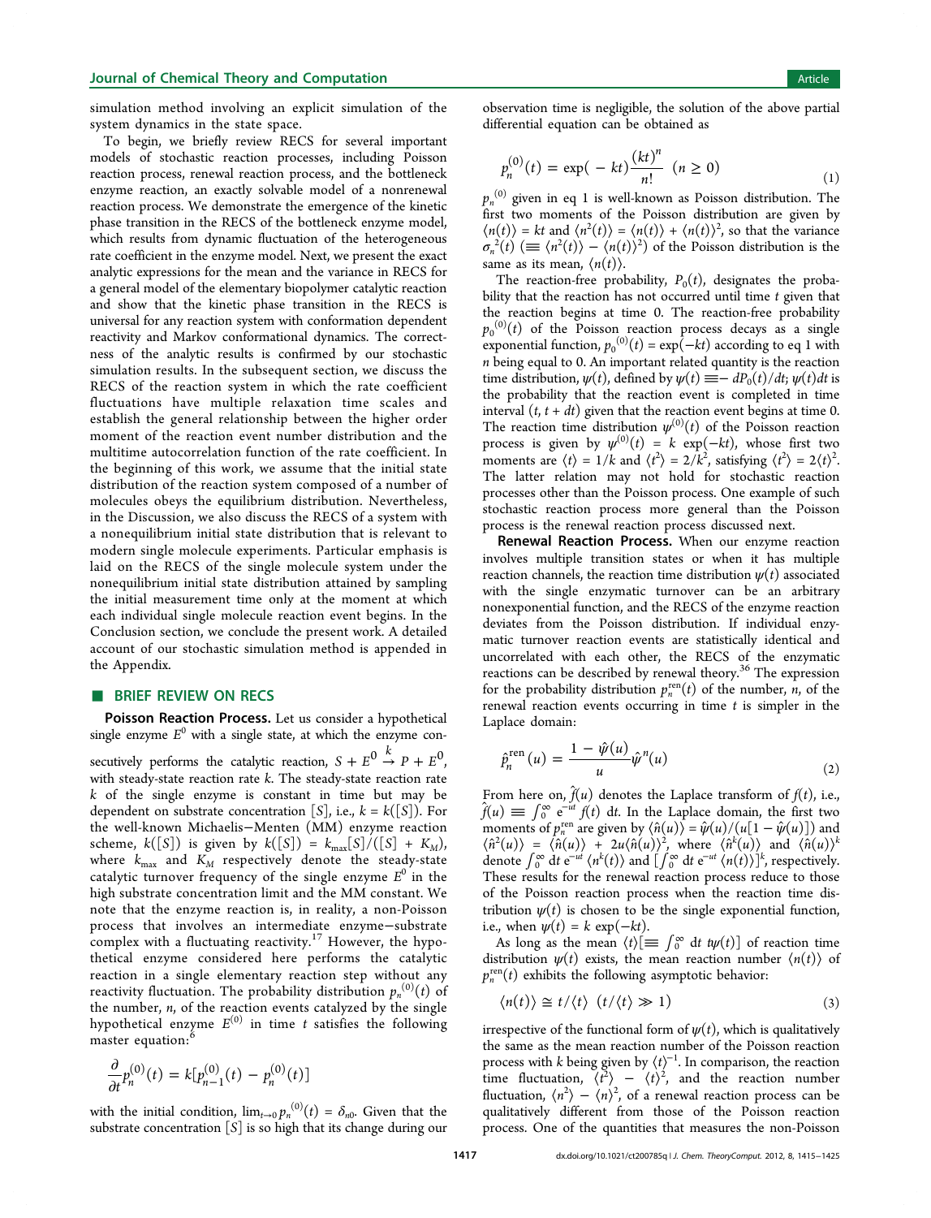simulation method involving an explicit simulation of the system dynamics in the state space.

To begin, we briefly review RECS for several important models of stochastic reaction processes, including Poisson reaction process, renewal reaction process, and the bottleneck enzyme reaction, an exactly solvable model of a nonrenewal reaction process. We demonstrate the emergence of the kinetic phase transition in the RECS of the bottleneck enzyme model, which results from dynamic fluctuation of the heterogeneous rate coefficient in the enzyme model. Next, we present the exact analytic expressions for the mean and the variance in RECS for a general model of the elementary biopolymer catalytic reaction and show that the kinetic phase transition in the RECS is universal for any reaction system with conformation dependent reactivity and Markov conformational dynamics. The correctness of the analytic results is confirmed by our stochastic simulation results. In the subsequent section, we discuss the RECS of the reaction system in which the rate coefficient fluctuations have multiple relaxation time scales and establish the general relationship between the higher order moment of the reaction event number distribution and the multitime autocorrelation function of the rate coefficient. In the beginning of this work, we assume that the initial state distribution of the reaction system composed of a number of molecules obeys the equilibrium distribution. Nevertheless, in the Discussion, we also discuss the RECS of a system with a nonequilibrium initial state distribution that is relevant to modern single molecule experiments. Particular emphasis is laid on the RECS of the single molecule system under the nonequilibrium initial state distribution attained by sampling the initial measurement time only at the moment at which each individual single molecule reaction event begins. In the Conclusion section, we conclude the present work. A detailed account of our stochastic simulation method is appended in the Appendix.

## ■ BRIEF REVIEW ON RECS

**Poisson Reaction Process.** Let us consider a hypothetical single enzyme $E^0$ with a single state, at which the enzyme consecutively performs the catalytic reaction, $S + E^0 \xrightarrow{k} P + E^0$, with steady-state reaction rate $k$. The steady-state reaction rate $k$ of the single enzyme is constant in time but may be dependent on substrate concentration $[S]$, i.e., $k = k([S])$. For the well-known Michaelis−Menten (MM) enzyme reaction scheme, $k([S])$ is given by $k([S]) = k_{\max}[S]/([S] + K_M)$, where $k_{\max}$ and $K_M$ respectively denote the steady-state catalytic turnover frequency of the single enzyme $E^0$ in the high substrate concentration limit and the MM constant. We note that the enzyme reaction is, in reality, a non-Poisson process that involves an intermediate enzyme−substrate complex with a fluctuating reactivity.[17] However, the hypothetical enzyme considered here performs the catalytic reaction in a single elementary reaction step without any reactivity fluctuation. The probability distribution $p_n^{(0)}(t)$ of the number, $n$, of the reaction events catalyzed by the single hypothetical enzyme $E^{(0)}$ in time $t$ satisfies the following master equation:[6]

$$\frac{\partial}{\partial t}p_n^{(0)}(t) = k[p_{n-1}^{(0)}(t) - p_n^{(0)}(t)]$$

with the initial condition, $\lim_{t\to 0} p_n^{(0)}(t) = \delta_{n0}$. Given that the substrate concentration $[S]$ is so high that its change during our observation time is negligible, the solution of the above partial differential equation can be obtained as

$$p_n^{(0)}(t) = \exp(-kt)\frac{(kt)^n}{n!} \quad (n \geq 0) \tag{1}$$

$p_n^{(0)}$ given in eq 1 is well-known as Poisson distribution. The first two moments of the Poisson distribution are given by $\langle n(t)\rangle = kt$ and $\langle n^2(t)\rangle = \langle n(t)\rangle + \langle n(t)\rangle^2$, so that the variance $\sigma_n^2(t)$ ($\equiv \langle n^2(t)\rangle - \langle n(t)\rangle^2$) of the Poisson distribution is the same as its mean, $\langle n(t)\rangle$.

The reaction-free probability, $P_0(t)$, designates the probability that the reaction has not occurred until time $t$ given that the reaction begins at time 0. The reaction-free probability $p_0^{(0)}(t)$ of the Poisson reaction process decays as a single exponential function, $p_0^{(0)}(t) = \exp(-kt)$ according to eq 1 with $n$ being equal to 0. An important related quantity is the reaction time distribution, $\psi(t)$, defined by $\psi(t) \equiv -dP_0(t)/dt$; $\psi(t)dt$ is the probability that the reaction event is completed in time interval $(t, t + dt)$ given that the reaction event begins at time 0. The reaction time distribution $\psi^{(0)}(t)$ of the Poisson reaction process is given by $\psi^{(0)}(t) = k\exp(-kt)$, whose first two moments are $\langle t\rangle = 1/k$ and $\langle t^2\rangle = 2/k^2$, satisfying $\langle t^2\rangle = 2\langle t\rangle^2$. The latter relation may not hold for stochastic reaction processes other than the Poisson process. One example of such stochastic reaction process more general than the Poisson process is the renewal reaction process discussed next.

**Renewal Reaction Process.** When our enzyme reaction involves multiple transition states or when it has multiple reaction channels, the reaction time distribution $\psi(t)$ associated with the single enzymatic turnover can be an arbitrary nonexponential function, and the RECS of the enzyme reaction deviates from the Poisson distribution. If individual enzymatic turnover reaction events are statistically identical and uncorrelated with each other, the RECS of the enzymatic reactions can be described by renewal theory.[36] The expression for the probability distribution $p_n^{\text{ren}}(t)$ of the number, $n$, of the renewal reaction events occurring in time $t$ is simpler in the Laplace domain:

$$\hat{p}_n^{\text{ren}}(u) = \frac{1 - \hat{\psi}(u)}{u}\hat{\psi}^n(u) \tag{2}$$

From here on, $\hat{f}(u)$ denotes the Laplace transform of $f(t)$, i.e., $\hat{f}(u) \equiv \int_0^\infty e^{-ut} f(t)\, dt$. In the Laplace domain, the first two moments of $p_n^{\text{ren}}$ are given by $\langle\hat{n}(u)\rangle = \hat{\psi}(u)/(u[1 - \hat{\psi}(u)])$ and $\langle\hat{n}^2(u)\rangle = \langle\hat{n}(u)\rangle + 2u\langle\hat{n}(u)\rangle^2$, where $\langle\hat{n}^k(u)\rangle$ and $\langle\hat{n}(u)\rangle^k$ denote $\int_0^\infty dt\, e^{-ut}\langle n^k(t)\rangle$ and $[\int_0^\infty dt\, e^{-ut}\langle n(t)\rangle]^k$, respectively. These results for the renewal reaction process reduce to those of the Poisson reaction process when the reaction time distribution $\psi(t)$ is chosen to be the single exponential function, i.e., when $\psi(t) = k\exp(-kt)$.

As long as the mean $\langle t\rangle[\equiv \int_0^\infty dt\, t\psi(t)]$ of reaction time distribution $\psi(t)$ exists, the mean reaction number $\langle n(t)\rangle$ of $p_n^{\text{ren}}(t)$ exhibits the following asymptotic behavior:

$$\langle n(t)\rangle \cong t/\langle t\rangle \quad (t/\langle t\rangle \gg 1) \tag{3}$$

irrespective of the functional form of $\psi(t)$, which is qualitatively the same as the mean reaction number of the Poisson reaction process with $k$ being given by $\langle t\rangle^{-1}$. In comparison, the reaction time fluctuation, $\langle t^2\rangle - \langle t\rangle^2$, and the reaction number fluctuation, $\langle n^2\rangle - \langle n\rangle^2$, of a renewal reaction process can be qualitatively different from those of the Poisson reaction process. One of the quantities that measures the non-Poisson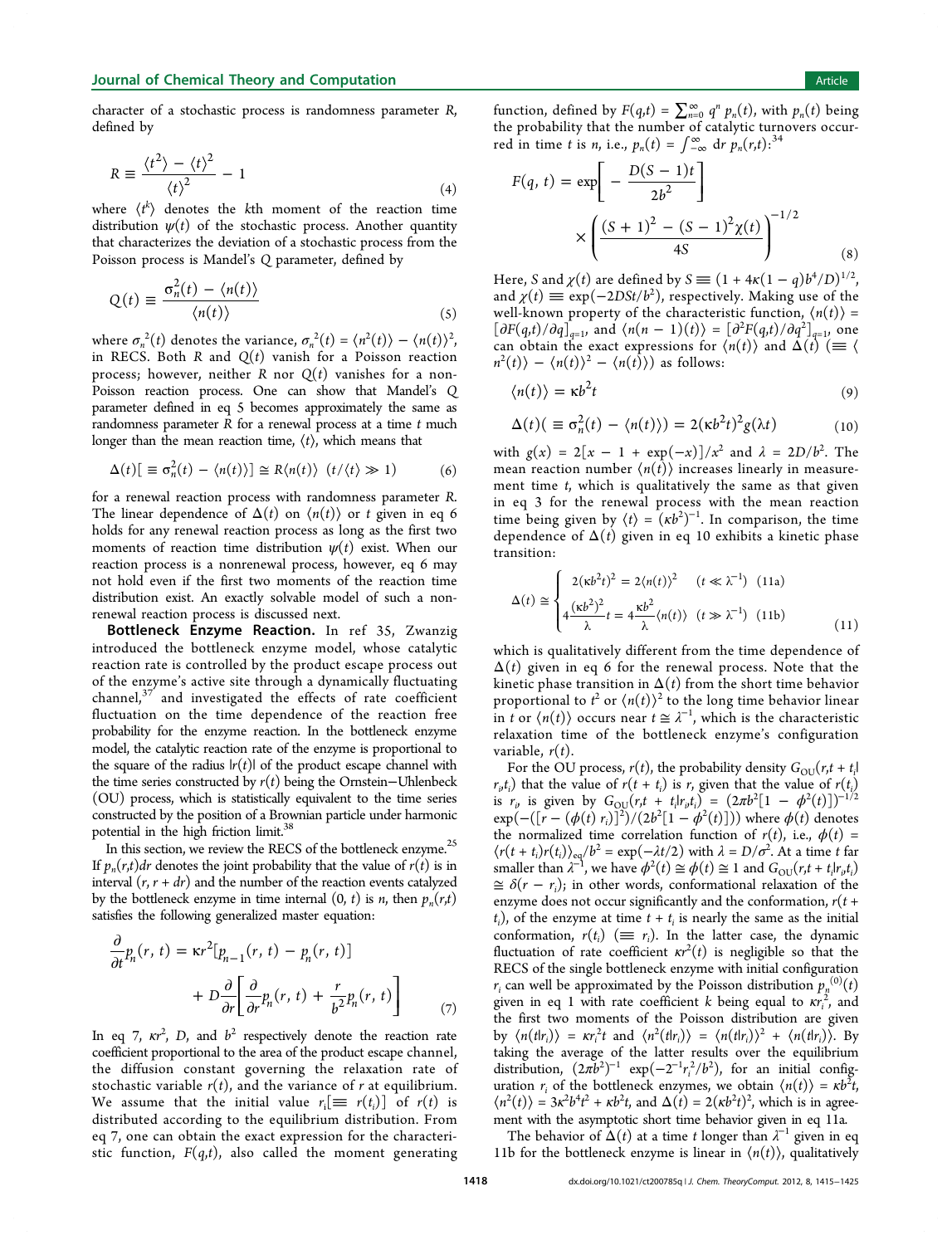character of a stochastic process is randomness parameter $R$, defined by

$$R \equiv \frac{\langle t^2 \rangle - \langle t \rangle^2}{\langle t \rangle^2} - 1 \tag{4}$$

where $\langle t^k \rangle$ denotes the $k$th moment of the reaction time distribution $\psi(t)$ of the stochastic process. Another quantity that characterizes the deviation of a stochastic process from the Poisson process is Mandel's $Q$ parameter, defined by

$$Q(t) \equiv \frac{\sigma_n^2(t) - \langle n(t) \rangle}{\langle n(t) \rangle} \tag{5}$$

where $\sigma_n^2(t)$ denotes the variance, $\sigma_n^2(t) = \langle n^2(t) \rangle - \langle n(t) \rangle^2$, in RECS. Both $R$ and $Q(t)$ vanish for a Poisson reaction process; however, neither $R$ nor $Q(t)$ vanishes for a non-Poisson reaction process. One can show that Mandel's $Q$ parameter defined in eq 5 becomes approximately the same as randomness parameter $R$ for a renewal process at a time $t$ much longer than the mean reaction time, $\langle t \rangle$, which means that

$$\Delta(t)[\equiv \sigma_n^2(t) - \langle n(t) \rangle] \cong R\langle n(t) \rangle \quad (t/\langle t \rangle \gg 1) \tag{6}$$

for a renewal reaction process with randomness parameter $R$. The linear dependence of $\Delta(t)$ on $\langle n(t) \rangle$ or $t$ given in eq 6 holds for any renewal reaction process as long as the first two moments of reaction time distribution $\psi(t)$ exist. When our reaction process is a nonrenewal process, however, eq 6 may not hold even if the first two moments of the reaction time distribution exist. An exactly solvable model of such a nonrenewal reaction process is discussed next.

**Bottleneck Enzyme Reaction.** In ref 35, Zwanzig introduced the bottleneck enzyme model, whose catalytic reaction rate is controlled by the product escape process out of the enzyme's active site through a dynamically fluctuating channel,[37] and investigated the effects of rate coefficient fluctuation on the time dependence of the reaction free probability for the enzyme reaction. In the bottleneck enzyme model, the catalytic reaction rate of the enzyme is proportional to the square of the radius $|r(t)|$ of the product escape channel with the time series constructed by $r(t)$ being the Ornstein–Uhlenbeck (OU) process, which is statistically equivalent to the time series constructed by the position of a Brownian particle under harmonic potential in the high friction limit.[38]

In this section, we review the RECS of the bottleneck enzyme.[25] If $p_n(r,t)dr$ denotes the joint probability that the value of $r(t)$ is in interval $(r, r + dr)$ and the number of the reaction events catalyzed by the bottleneck enzyme in time internal $(0, t)$ is $n$, then $p_n(r,t)$ satisfies the following generalized master equation:

$$\frac{\partial}{\partial t} p_n(r, t) = \kappa r^2 [p_{n-1}(r, t) - p_n(r, t)] + D \frac{\partial}{\partial r}\left[\frac{\partial}{\partial r} p_n(r, t) + \frac{r}{b^2} p_n(r, t)\right] \tag{7}$$

In eq 7, $\kappa r^2$, $D$, and $b^2$ respectively denote the reaction rate coefficient proportional to the area of the product escape channel, the diffusion constant governing the relaxation rate of stochastic variable $r(t)$, and the variance of $r$ at equilibrium. We assume that the initial value $r_i[\equiv r(t_i)]$ of $r(t)$ is distributed according to the equilibrium distribution. From eq 7, one can obtain the exact expression for the characteristic function, $F(q,t)$, also called the moment generating function, defined by $F(q,t) = \sum_{n=0}^{\infty} q^n \, p_n(t)$, with $p_n(t)$ being the probability that the number of catalytic turnovers occurred in time $t$ is $n$, i.e., $p_n(t) = \int_{-\infty}^{\infty} dr \, p_n(r,t)$:[34]

$$F(q, t) = \exp\left[-\frac{D(S-1)t}{2b^2}\right] \times \left(\frac{(S+1)^2 - (S-1)^2 \chi(t)}{4S}\right)^{-1/2} \tag{8}$$

Here, $S$ and $\chi(t)$ are defined by $S \equiv (1 + 4\kappa(1-q)b^4/D)^{1/2}$, and $\chi(t) \equiv \exp(-2DSt/b^2)$, respectively. Making use of the well-known property of the characteristic function, $\langle n(t) \rangle = [\partial F(q,t)/\partial q]_{q=1}$, and $\langle n(n-1)(t) \rangle = [\partial^2 F(q,t)/\partial q^2]_{q=1}$, one can obtain the exact expressions for $\langle n(t) \rangle$ and $\Delta(t)$ $(\equiv \langle n^2(t) \rangle - \langle n(t) \rangle^2 - \langle n(t) \rangle)$ as follows:

$$\langle n(t) \rangle = \kappa b^2 t \tag{9}$$

$$\Delta(t)(\equiv \sigma_n^2(t) - \langle n(t) \rangle) = 2(\kappa b^2 t)^2 g(\lambda t) \tag{10}$$

with $g(x) = 2[x - 1 + \exp(-x)]/x^2$ and $\lambda = 2D/b^2$. The mean reaction number $\langle n(t) \rangle$ increases linearly in measurement time $t$, which is qualitatively the same as that given in eq 3 for the renewal process with the mean reaction time being given by $\langle t \rangle = (\kappa b^2)^{-1}$. In comparison, the time dependence of $\Delta(t)$ given in eq 10 exhibits a kinetic phase transition:

$$\Delta(t) \cong \begin{cases} 2(\kappa b^2 t)^2 = 2\langle n(t) \rangle^2 & (t \ll \lambda^{-1}) \quad \text{(11a)} \\ 4\dfrac{(\kappa b^2)^2}{\lambda} t = 4\dfrac{\kappa b^2}{\lambda} \langle n(t) \rangle & (t \gg \lambda^{-1}) \quad \text{(11b)} \end{cases} \tag{11}$$

which is qualitatively different from the time dependence of $\Delta(t)$ given in eq 6 for the renewal process. Note that the kinetic phase transition in $\Delta(t)$ from the short time behavior proportional to $t^2$ or $\langle n(t) \rangle^2$ to the long time behavior linear in $t$ or $\langle n(t) \rangle$ occurs near $t \cong \lambda^{-1}$, which is the characteristic relaxation time of the bottleneck enzyme's configuration variable, $r(t)$.

For the OU process, $r(t)$, the probability density $G_{OU}(r, t + t_i | r_i, t_i)$ that the value of $r(t + t_i)$ is $r$, given that the value of $r(t_i)$ is $r_i$, is given by $G_{OU}(r, t + t_i | r_i, t_i) = (2\pi b^2[1 - \phi^2(t)])^{-1/2} \exp(-([r - (\phi(t)\, r_i)]^2)/(2b^2[1 - \phi^2(t)]))$ where $\phi(t)$ denotes the normalized time correlation function of $r(t)$, i.e., $\phi(t) = \langle r(t + t_i) r(t_i) \rangle_{eq}/b^2 = \exp(-\lambda t/2)$ with $\lambda = D/\sigma^2$. At a time $t$ far smaller than $\lambda^{-1}$, we have $\phi^2(t) \cong \phi(t) \cong 1$ and $G_{OU}(r, t + t_i | r_i, t_i) \cong \delta(r - r_i)$; in other words, conformational relaxation of the enzyme does not occur significantly and the conformation, $r(t + t_i)$, of the enzyme at time $t + t_i$ is nearly the same as the initial conformation, $r(t_i)$ $(\equiv r_i)$. In the latter case, the dynamic fluctuation of rate coefficient $\kappa r^2(t)$ is negligible so that the RECS of the single bottleneck enzyme with initial configuration $r_i$ can well be approximated by the Poisson distribution $p_n^{(0)}(t)$ given in eq 1 with rate coefficient $k$ being equal to $\kappa r_i^2$, and the first two moments of the Poisson distribution are given by $\langle n(t|r_i) \rangle = \kappa r_i^2 t$ and $\langle n^2(t|r_i) \rangle = \langle n(t|r_i) \rangle^2 + \langle n(t|r_i) \rangle$. By taking the average of the latter results over the equilibrium distribution, $(2\pi b^2)^{-1} \exp(-2^{-1} r_i^2/b^2)$, for an initial configuration $r_i$ of the bottleneck enzymes, we obtain $\langle n(t) \rangle = \kappa b^2 t$, $\langle n^2(t) \rangle = 3\kappa^2 b^4 t^2 + \kappa b^2 t$, and $\Delta(t) = 2(\kappa b^2 t)^2$, which is in agreement with the asymptotic short time behavior given in eq 11a.

The behavior of $\Delta(t)$ at a time $t$ longer than $\lambda^{-1}$ given in eq 11b for the bottleneck enzyme is linear in $\langle n(t) \rangle$, qualitatively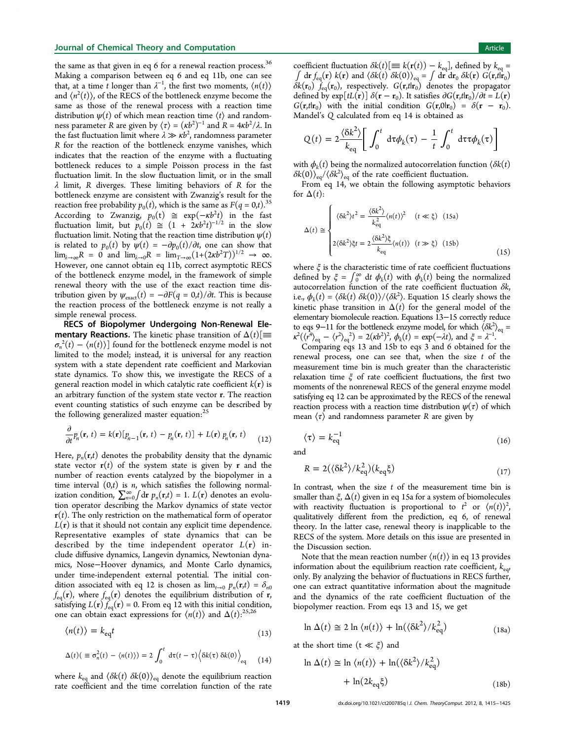the same as that given in eq 6 for a renewal reaction process.[36] Making a comparison between eq 6 and eq 11b, one can see that, at a time $t$ longer than $\lambda^{-1}$, the first two moments, $\langle n(t)\rangle$ and $\langle n^2(t)\rangle$, of the RECS of the bottleneck enzyme become the same as those of the renewal process with a reaction time distribution $\psi(t)$ of which mean reaction time $\langle t\rangle$ and randomness parameter $R$ are given by $\langle\tau\rangle = (\kappa b^2)^{-1}$ and $R = 4\kappa b^2/\lambda$. In the fast fluctuation limit where $\lambda \gg \kappa b^2$, randomness parameter $R$ for the reaction of the bottleneck enzyme vanishes, which indicates that the reaction of the enzyme with a fluctuating bottleneck reduces to a simple Poisson process in the fast fluctuation limit. In the slow fluctuation limit, or in the small $\lambda$ limit, $R$ diverges. These limiting behaviors of $R$ for the bottleneck enzyme are consistent with Zwanzig's result for the reaction free probability $p_0(t)$, which is the same as $F(q = 0,t)$.[35] According to Zwanzig, $p_0(t) \cong \exp(-\kappa b^2 t)$ in the fast fluctuation limit, but $p_0(t) \cong (1 + 2\kappa b^2 t)^{-1/2}$ in the slow fluctuation limit. Noting that the reaction time distribution $\psi(t)$ is related to $p_0(t)$ by $\psi(t) = -\partial p_0(t)/\partial t$, one can show that $\lim_{\lambda\to\infty}R = 0$ and $\lim_{\lambda\to 0}R = \lim_{T\to\infty}(1+(2\kappa b^2 T))^{1/2} \to \infty$. However, one cannot obtain eq 11b, correct asymptotic RECS of the bottleneck enzyme model, in the framework of simple renewal theory with the use of the exact reaction time distribution given by $\psi_{\mathrm{exact}}(t) = -\partial F(q = 0,t)/\partial t$. This is because the reaction process of the bottleneck enzyme is not really a simple renewal process.

**RECS of Biopolymer Undergoing Non-Renewal Elementary Reactions.** The kinetic phase transition of $\Delta(t)[\equiv \sigma_n^2(t) - \langle n(t)\rangle]$ found for the bottleneck enzyme model is not limited to the model; instead, it is universal for any reaction system with a state dependent rate coefficient and Markovian state dynamics. To show this, we investigate the RECS of a general reaction model in which catalytic rate coefficient $k(\mathbf{r})$ is an arbitrary function of the system state vector $\mathbf{r}$. The reaction event counting statistics of such enzyme can be described by the following generalized master equation:[25]

$$\frac{\partial}{\partial t}p_n(\mathbf{r}, t) = k(\mathbf{r})[p_{n-1}(\mathbf{r}, t) - p_n(\mathbf{r}, t)] + L(\mathbf{r})\, p_n(\mathbf{r}, t) \tag{12}$$

Here, $p_n(\mathbf{r},t)$ denotes the probability density that the dynamic state vector $\mathbf{r}(t)$ of the system state is given by $\mathbf{r}$ and the number of reaction events catalyzed by the biopolymer in a time interval $(0,t)$ is $n$, which satisfies the following normalization condition, $\sum_{n=0}^{\infty}\int d\mathbf{r}\; p_n(\mathbf{r},t) = 1$. $L(\mathbf{r})$ denotes an evolution operator describing the Markov dynamics of state vector $\mathbf{r}(t)$. The only restriction on the mathematical form of operator $L(\mathbf{r})$ is that it should not contain any explicit time dependence. Representative examples of state dynamics that can be described by the time independent operator $L(\mathbf{r})$ include diffusive dynamics, Langevin dynamics, Newtonian dynamics, Nose–Hoover dynamics, and Monte Carlo dynamics, under time-independent external potential. The initial condition associated with eq 12 is chosen as $\lim_{t\to 0}\, p_n(\mathbf{r},t) = \delta_{n0} f_{\mathrm{eq}}(\mathbf{r})$, where $f_{\mathrm{eq}}(\mathbf{r})$ denotes the equilibrium distribution of $\mathbf{r}$, satisfying $L(\mathbf{r})\, f_{\mathrm{eq}}(\mathbf{r}) = 0$. From eq 12 with this initial condition, one can obtain exact expressions for $\langle n(t)\rangle$ and $\Delta(t)$:[25,26]

$$\langle n(t)\rangle = k_{\mathrm{eq}}t \tag{13}$$

$$\Delta(t)(\equiv \sigma_n^2(t) - \langle n(t)\rangle) = 2\int_0^t d\tau(t-\tau)\left\langle \delta k(\tau)\,\delta k(0)\right\rangle_{\mathrm{eq}} \tag{14}$$

where $k_{\mathrm{eq}}$ and $\langle\delta k(t)\,\delta k(0)\rangle_{\mathrm{eq}}$ denote the equilibrium reaction rate coefficient and the time correlation function of the rate coefficient fluctuation $\delta k(t)[\equiv k(\mathbf{r}(t)) - k_{\mathrm{eq}}]$, defined by $k_{\mathrm{eq}} = \int d\mathbf{r}\, f_{\mathrm{eq}}(\mathbf{r})\, k(\mathbf{r})$ and $\langle\delta k(t)\,\delta k(0)\rangle_{\mathrm{eq}} = \int d\mathbf{r}\, d\mathbf{r}_0\, \delta k(\mathbf{r})\, G(\mathbf{r},t|\mathbf{r}_0)\,\delta k(\mathbf{r}_0)\, f_{\mathrm{eq}}(\mathbf{r}_0)$, respectively. $G(\mathbf{r},t|\mathbf{r}_0)$ denotes the propagator defined by $\exp[tL(\mathbf{r})]\,\delta(\mathbf{r} - \mathbf{r}_0)$. It satisfies $\partial G(\mathbf{r},t|\mathbf{r}_0)/\partial t = L(\mathbf{r})\, G(\mathbf{r},t|\mathbf{r}_0)$ with the initial condition $G(\mathbf{r},0|\mathbf{r}_0) = \delta(\mathbf{r} - \mathbf{r}_0)$. Mandel's $Q$ calculated from eq 14 is obtained as

$$Q(t) = 2\frac{\langle\delta k^2\rangle}{k_{\mathrm{eq}}}\left[\int_0^t d\tau\phi_k(\tau) - \frac{1}{t}\int_0^t d\tau\tau\phi_k(\tau)\right]$$

with $\phi_k(t)$ being the normalized autocorrelation function $\langle\delta k(t)\,\delta k(0)\rangle_{\mathrm{eq}}/\langle\delta k^2\rangle_{\mathrm{eq}}$ of the rate coefficient fluctuation.

From eq 14, we obtain the following asymptotic behaviors for $\Delta(t)$:

$$\Delta(t) \cong \begin{cases} \langle\delta k^2\rangle t^2 = \dfrac{\langle\delta k^2\rangle}{k_{\mathrm{eq}}^2}\langle n(t)\rangle^2 \quad (t \ll \xi) \quad (15a) \\[2ex] 2\langle\delta k^2\rangle \xi t = 2\dfrac{\langle\delta k^2\rangle\xi}{k_{\mathrm{eq}}}\langle n(t)\rangle \quad (t \gg \xi) \quad (15b) \end{cases} \tag{15}$$

where $\xi$ is the characteristic time of rate coefficient fluctuations defined by $\xi = \int_0^\infty dt\, \phi_k(t)$ with $\phi_k(t)$ being the normalized autocorrelation function of the rate coefficient fluctuation $\delta k$, i.e., $\phi_k(t) = \langle\delta k(t)\,\delta k(0)\rangle/\langle\delta k^2\rangle$. Equation 15 clearly shows the kinetic phase transition in $\Delta(t)$ for the general model of the elementary biomolecule reaction. Equations 13–15 correctly reduce to eqs 9–11 for the bottleneck enzyme model, for which $\langle\delta k^2\rangle_{\mathrm{eq}} = \kappa^2(\langle r^4\rangle_{\mathrm{eq}} - \langle r^2\rangle_{\mathrm{eq}}^2) = 2(\kappa b^2)^2$, $\phi_k(t) = \exp(-\lambda t)$, and $\xi = \lambda^{-1}$.

Comparing eqs 13 and 15b to eqs 3 and 6 obtained for the renewal process, one can see that, when the size $t$ of the measurement time bin is much greater than the characteristic relaxation time $\xi$ of rate coefficient fluctuations, the first two moments of the nonrenewal RECS of the general enzyme model satisfying eq 12 can be approximated by the RECS of the renewal reaction process with a reaction time distribution $\psi(\tau)$ of which mean $\langle\tau\rangle$ and randomness parameter $R$ are given by

$$\langle\tau\rangle = k_{\mathrm{eq}}^{-1} \tag{16}$$

and

$$R = 2(\langle\delta k^2\rangle/k_{\mathrm{eq}}^2)(k_{\mathrm{eq}}\xi) \tag{17}$$

In contrast, when the size $t$ of the measurement time bin is smaller than $\xi$, $\Delta(t)$ given in eq 15a for a system of biomolecules with reactivity fluctuation is proportional to $t^2$ or $\langle n(t)\rangle^2$, qualitatively different from the prediction, eq 6, of renewal theory. In the latter case, renewal theory is inapplicable to the RECS of the system. More details on this issue are presented in the Discussion section.

Note that the mean reaction number $\langle n(t)\rangle$ in eq 13 provides information about the equilibrium reaction rate coefficient, $k_{\mathrm{eq}}$, only. By analyzing the behavior of fluctuations in RECS further, one can extract quantitative information about the magnitude and the dynamics of the rate coefficient fluctuation of the biopolymer reaction. From eqs 13 and 15, we get

$$\ln\Delta(t) \cong 2\ln\langle n(t)\rangle + \ln(\langle\delta k^2\rangle/k_{\mathrm{eq}}^2) \tag{18a}$$

at the short time ($t \ll \xi$) and

$$\ln\Delta(t) \cong \ln\langle n(t)\rangle + \ln(\langle\delta k^2\rangle/k_{\mathrm{eq}}^2) + \ln(2k_{\mathrm{eq}}\xi) \tag{18b}$$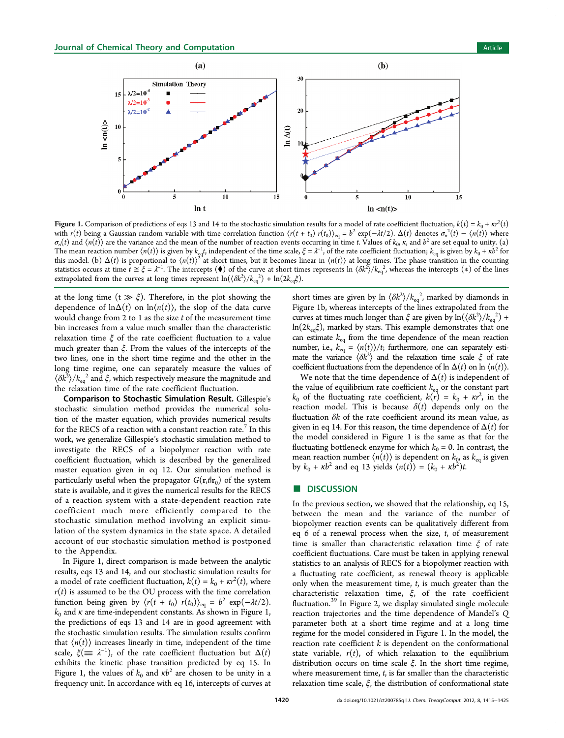**Figure 1.** Comparison of predictions of eqs 13 and 14 to the stochastic simulation results for a model of rate coefficient fluctuation, $k(t) = k_0 + \kappa r^2(t)$ with $r(t)$ being a Gaussian random variable with time correlation function $\langle r(t + t_0)\, r(t_0)\rangle_{eq} = b^2 \exp(-\lambda t/2)$. $\Delta(t)$ denotes $\sigma_n^2(t) - \langle n(t)\rangle$ where $\sigma_n(t)$ and $\langle n(t)\rangle$ are the variance and the mean of the number of reaction events occurring in time $t$. Values of $k_0$, $\kappa$, and $b^2$ are set equal to unity. (a) The mean reaction number $\langle n(t)\rangle$ is given by $k_{eq}t$, independent of the time scale, $\xi = \lambda^{-1}$, of the rate coefficient fluctuation; $k_{eq}$ is given by $k_0 + \kappa b^2$ for this model. (b) $\Delta(t)$ is proportional to $\langle n(t)\rangle^2$ at short times, but it becomes linear in $\langle n(t)\rangle$ at long times. The phase transition in the counting statistics occurs at time $t \cong \xi = \lambda^{-1}$. The intercepts (♦) of the curve at short times represents $\ln \langle \delta k^2\rangle/k_{eq}^2$, whereas the intercepts (∗) of the lines extrapolated from the curves at long times represent $\ln(\langle \delta k^2\rangle/k_{eq}^2) + \ln(2k_{eq}\xi)$.

at the long time ($t \gg \xi$). Therefore, in the plot showing the dependence of $\ln\Delta(t)$ on $\ln\langle n(t)\rangle$, the slop of the data curve would change from 2 to 1 as the size $t$ of the measurement time bin increases from a value much smaller than the characteristic relaxation time $\xi$ of the rate coefficient fluctuation to a value much greater than $\xi$. From the values of the intercepts of the two lines, one in the short time regime and the other in the long time regime, one can separately measure the values of $\langle \delta k^2\rangle/k_{eq}^2$ and $\xi$, which respectively measure the magnitude and the relaxation time of the rate coefficient fluctuation.

**Comparison to Stochastic Simulation Result.** Gillespie's stochastic simulation method provides the numerical solution of the master equation, which provides numerical results for the RECS of a reaction with a constant reaction rate.[7] In this work, we generalize Gillespie's stochastic simulation method to investigate the RECS of a biopolymer reaction with rate coefficient fluctuation, which is described by the generalized master equation given in eq 12. Our stochastic simulation method is particularly useful when the propagator $G(\mathbf{r},t|\mathbf{r}_0)$ of the system state is available, and it gives the numerical results for the RECS of a reaction system with a state-dependent reaction rate coefficient much more efficiently compared to the stochastic simulation method involving an explicit simulation of the system dynamics in the state space. A detailed account of our stochastic simulation method is postponed to the Appendix.

In Figure 1, direct comparison is made between the analytic results, eqs 13 and 14, and our stochastic simulation results for a model of rate coefficient fluctuation, $k(t) = k_0 + \kappa r^2(t)$, where $r(t)$ is assumed to be the OU process with the time correlation function being given by $\langle r(t + t_0)\, r(t_0)\rangle_{eq} = b^2 \exp(-\lambda t/2)$. $k_0$ and $\kappa$ are time-independent constants. As shown in Figure 1, the predictions of eqs 13 and 14 are in good agreement with the stochastic simulation results. The simulation results confirm that $\langle n(t)\rangle$ increases linearly in time, independent of the time scale, $\xi(\equiv \lambda^{-1})$, of the rate coefficient fluctuation but $\Delta(t)$ exhibits the kinetic phase transition predicted by eq 15. In Figure 1, the values of $k_0$ and $\kappa b^2$ are chosen to be unity in a frequency unit. In accordance with eq 16, intercepts of curves at short times are given by $\ln \langle \delta k^2\rangle/k_{eq}^2$, marked by diamonds in Figure 1b, whereas intercepts of the lines extrapolated from the curves at times much longer than $\xi$ are given by $\ln(\langle \delta k^2\rangle/k_{eq}^2) + \ln(2k_{eq}\xi)$, marked by stars. This example demonstrates that one can estimate $k_{eq}$ from the time dependence of the mean reaction number, i.e., $k_{eq} = \langle n(t)\rangle/t$; furthermore, one can separately estimate the variance $\langle \delta k^2\rangle$ and the relaxation time scale $\xi$ of rate coefficient fluctuations from the dependence of $\ln \Delta(t)$ on $\ln \langle n(t)\rangle$.

We note that the time dependence of $\Delta(t)$ is independent of the value of equilibrium rate coefficient $k_{eq}$ or the constant part $k_0$ of the fluctuating rate coefficient, $k(r) = k_0 + \kappa r^2$, in the reaction model. This is because $\delta(t)$ depends only on the fluctuation $\delta k$ of the rate coefficient around its mean value, as given in eq 14. For this reason, the time dependence of $\Delta(t)$ for the model considered in Figure 1 is the same as that for the fluctuating bottleneck enzyme for which $k_0 = 0$. In contrast, the mean reaction number $\langle n(t)\rangle$ is dependent on $k_0$, as $k_{eq}$ is given by $k_0 + \kappa b^2$ and eq 13 yields $\langle n(t)\rangle = (k_0 + \kappa b^2)t$.

## DISCUSSION

In the previous section, we showed that the relationship, eq 15, between the mean and the variance of the number of biopolymer reaction events can be qualitatively different from eq 6 of a renewal process when the size, $t$, of measurement time is smaller than characteristic relaxation time $\xi$ of rate coefficient fluctuations. Care must be taken in applying renewal statistics to an analysis of RECS for a biopolymer reaction with a fluctuating rate coefficient, as renewal theory is applicable only when the measurement time, $t$, is much greater than the characteristic relaxation time, $\xi$, of the rate coefficient fluctuation.[39] In Figure 2, we display simulated single molecule reaction trajectories and the time dependence of Mandel's $Q$ parameter both at a short time regime and at a long time regime for the model considered in Figure 1. In the model, the reaction rate coefficient $k$ is dependent on the conformational state variable, $r(t)$, of which relaxation to the equilibrium distribution occurs on time scale $\xi$. In the short time regime, where measurement time, $t$, is far smaller than the characteristic relaxation time scale, $\xi$, the distribution of conformational state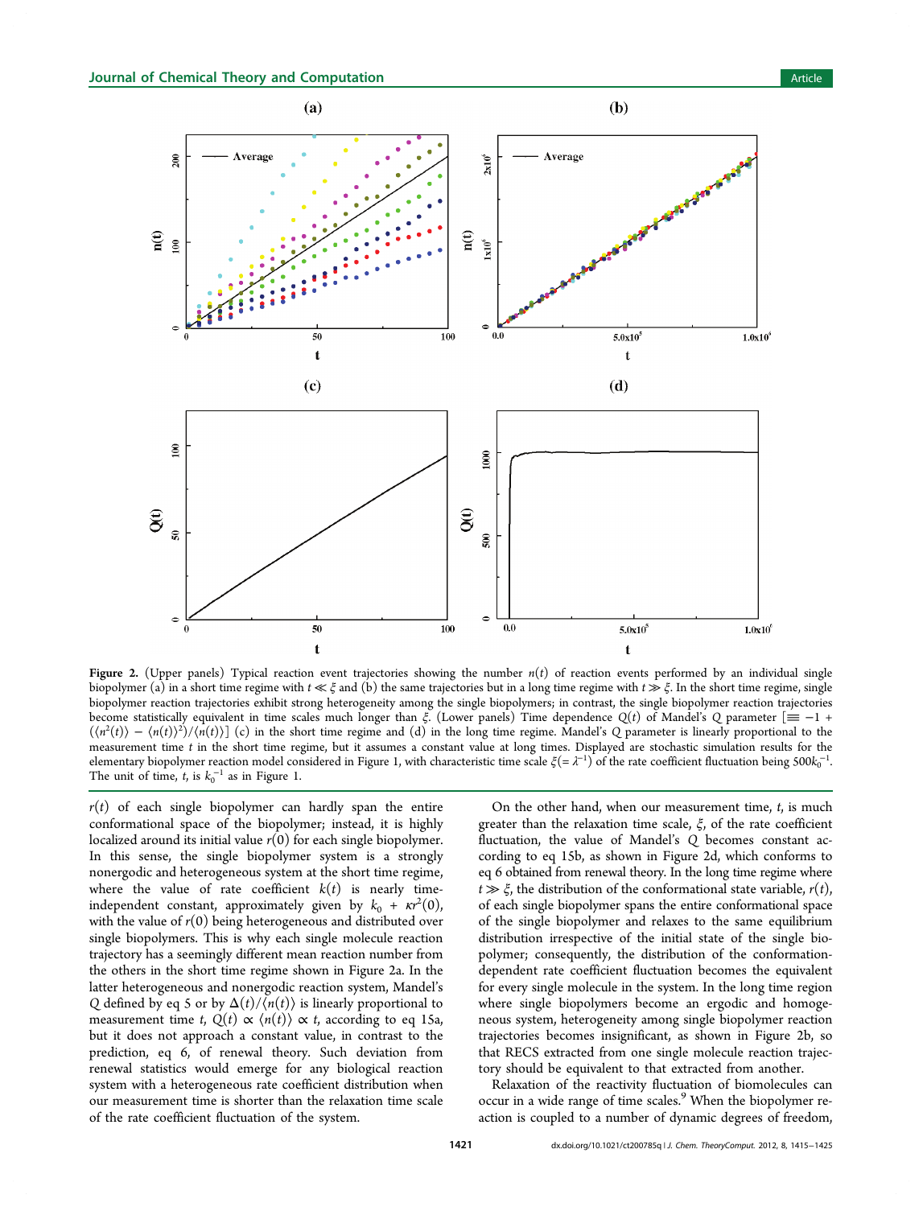Figure 2. (Upper panels) Typical reaction event trajectories showing the number $n(t)$ of reaction events performed by an individual single biopolymer (a) in a short time regime with $t \ll \xi$ and (b) the same trajectories but in a long time regime with $t \gg \xi$. In the short time regime, single biopolymer reaction trajectories exhibit strong heterogeneity among the single biopolymers; in contrast, the single biopolymer reaction trajectories become statistically equivalent in time scales much longer than $\xi$. (Lower panels) Time dependence $Q(t)$ of Mandel's $Q$ parameter [$\equiv -1 + (\langle n^2(t)\rangle - \langle n(t)\rangle^2)/\langle n(t)\rangle$] (c) in the short time regime and (d) in the long time regime. Mandel's $Q$ parameter is linearly proportional to the measurement time $t$ in the short time regime, but it assumes a constant value at long times. Displayed are stochastic simulation results for the elementary biopolymer reaction model considered in Figure 1, with characteristic time scale $\xi(= \lambda^{-1})$ of the rate coefficient fluctuation being $500k_0^{-1}$. The unit of time, $t$, is $k_0^{-1}$ as in Figure 1.

$r(t)$ of each single biopolymer can hardly span the entire conformational space of the biopolymer; instead, it is highly localized around its initial value $r(0)$ for each single biopolymer. In this sense, the single biopolymer system is a strongly nonergodic and heterogeneous system at the short time regime, where the value of rate coefficient $k(t)$ is nearly time-independent constant, approximately given by $k_0 + \kappa r^2(0)$, with the value of $r(0)$ being heterogeneous and distributed over single biopolymers. This is why each single molecule reaction trajectory has a seemingly different mean reaction number from the others in the short time regime shown in Figure 2a. In the latter heterogeneous and nonergodic reaction system, Mandel's $Q$ defined by eq 5 or by $\Delta(t)/\langle n(t)\rangle$ is linearly proportional to measurement time $t$, $Q(t) \propto \langle n(t)\rangle \propto t$, according to eq 15a, but it does not approach a constant value, in contrast to the prediction, eq 6, of renewal theory. Such deviation from renewal statistics would emerge for any biological reaction system with a heterogeneous rate coefficient distribution when our measurement time is shorter than the relaxation time scale of the rate coefficient fluctuation of the system.

On the other hand, when our measurement time, $t$, is much greater than the relaxation time scale, $\xi$, of the rate coefficient fluctuation, the value of Mandel's $Q$ becomes constant according to eq 15b, as shown in Figure 2d, which conforms to eq 6 obtained from renewal theory. In the long time regime where $t \gg \xi$, the distribution of the conformational state variable, $r(t)$, of each single biopolymer spans the entire conformational space of the single biopolymer and relaxes to the same equilibrium distribution irrespective of the initial state of the single biopolymer; consequently, the distribution of the conformation-dependent rate coefficient fluctuation becomes the equivalent for every single molecule in the system. In the long time region where single biopolymers become an ergodic and homogeneous system, heterogeneity among single biopolymer reaction trajectories becomes insignificant, as shown in Figure 2b, so that RECS extracted from one single molecule reaction trajectory should be equivalent to that extracted from another.

Relaxation of the reactivity fluctuation of biomolecules can occur in a wide range of time scales.[9] When the biopolymer reaction is coupled to a number of dynamic degrees of freedom,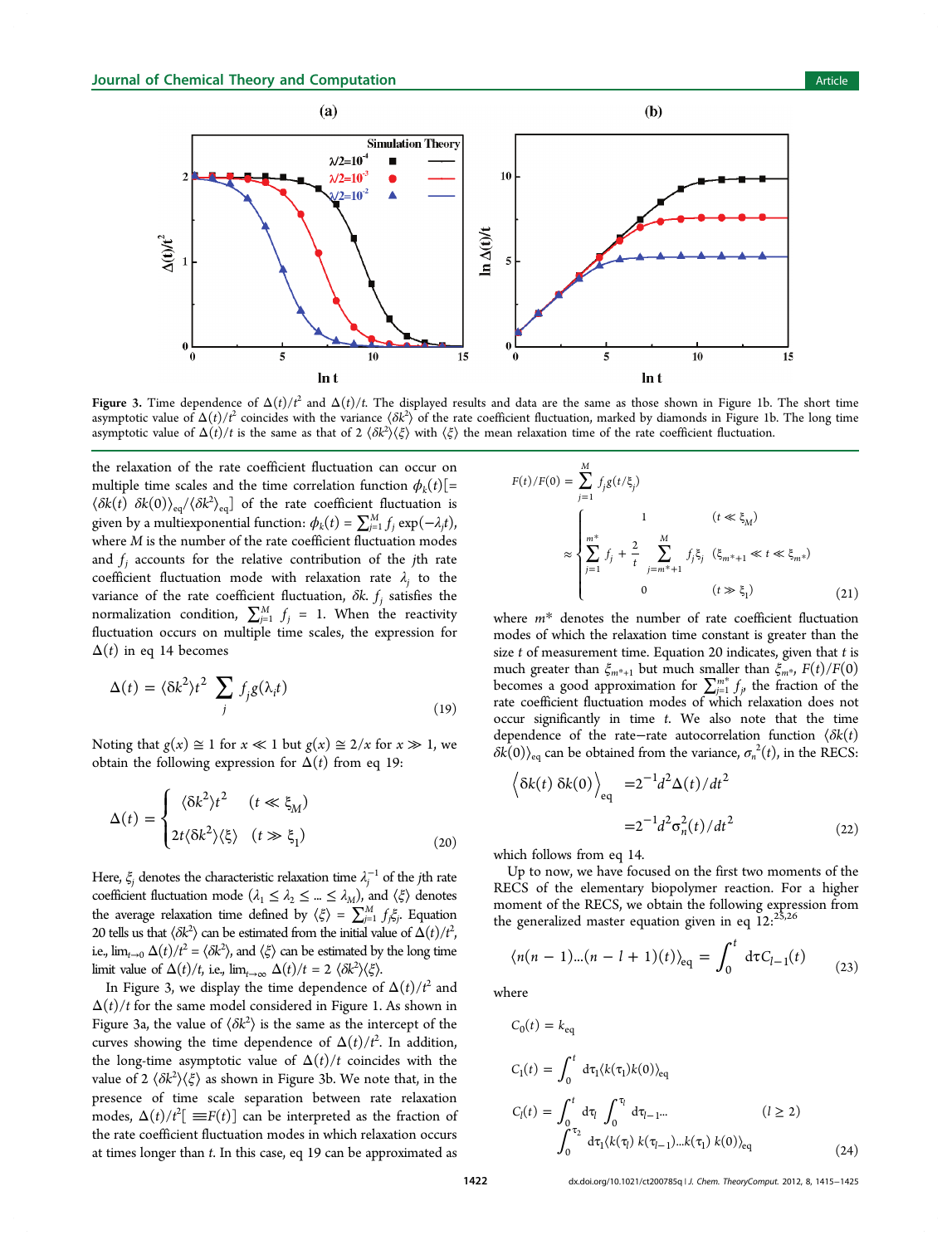Figure 3. Time dependence of $\Delta(t)/t^2$ and $\Delta(t)/t$. The displayed results and data are the same as those shown in Figure 1b. The short time asymptotic value of $\Delta(t)/t^2$ coincides with the variance $\langle \delta k^2 \rangle$ of the rate coefficient fluctuation, marked by diamonds in Figure 1b. The long time asymptotic value of $\Delta(t)/t$ is the same as that of $2\langle \delta k^2 \rangle \langle \xi \rangle$ with $\langle \xi \rangle$ the mean relaxation time of the rate coefficient fluctuation.

the relaxation of the rate coefficient fluctuation can occur on multiple time scales and the time correlation function $\phi_k(t)[= \langle \delta k(t)\ \delta k(0) \rangle_{eq} / \langle \delta k^2 \rangle_{eq}]$ of the rate coefficient fluctuation is given by a multiexponential function: $\phi_k(t) = \sum_{j=1}^{M} f_j \exp(-\lambda_j t)$, where $M$ is the number of the rate coefficient fluctuation modes and $f_j$ accounts for the relative contribution of the $j$th rate coefficient fluctuation mode with relaxation rate $\lambda_j$ to the variance of the rate coefficient fluctuation, $\delta k$. $f_j$ satisfies the normalization condition, $\sum_{j=1}^{M} f_j = 1$. When the reactivity fluctuation occurs on multiple time scales, the expression for $\Delta(t)$ in eq 14 becomes

$$\Delta(t) = \langle \delta k^2 \rangle t^2 \sum_j f_j g(\lambda_j t) \tag{19}$$

Noting that $g(x) \cong 1$ for $x \ll 1$ but $g(x) \cong 2/x$ for $x \gg 1$, we obtain the following expression for $\Delta(t)$ from eq 19:

$$\Delta(t) = \begin{cases} \langle \delta k^2 \rangle t^2 & (t \ll \xi_M) \\ 2t\langle \delta k^2 \rangle \langle \xi \rangle & (t \gg \xi_1) \end{cases} \tag{20}$$

Here, $\xi_j$ denotes the characteristic relaxation time $\lambda_j^{-1}$ of the $j$th rate coefficient fluctuation mode ($\lambda_1 \le \lambda_2 \le ... \le \lambda_M$), and $\langle \xi \rangle$ denotes the average relaxation time defined by $\langle \xi \rangle = \sum_{j=1}^{M} f_j \xi_j$. Equation 20 tells us that $\langle \delta k^2 \rangle$ can be estimated from the initial value of $\Delta(t)/t^2$, i.e., $\lim_{t\to 0} \Delta(t)/t^2 = \langle \delta k^2 \rangle$, and $\langle \xi \rangle$ can be estimated by the long time limit value of $\Delta(t)/t$, i.e., $\lim_{t\to\infty} \Delta(t)/t = 2\langle \delta k^2 \rangle \langle \xi \rangle$.

In Figure 3, we display the time dependence of $\Delta(t)/t^2$ and $\Delta(t)/t$ for the same model considered in Figure 1. As shown in Figure 3a, the value of $\langle \delta k^2 \rangle$ is the same as the intercept of the curves showing the time dependence of $\Delta(t)/t^2$. In addition, the long-time asymptotic value of $\Delta(t)/t$ coincides with the value of $2\langle \delta k^2 \rangle \langle \xi \rangle$ as shown in Figure 3b. We note that, in the presence of time scale separation between rate relaxation modes, $\Delta(t)/t^2 [\equiv F(t)]$ can be interpreted as the fraction of the rate coefficient fluctuation modes in which relaxation occurs at times longer than $t$. In this case, eq 19 can be approximated as

$$F(t)/F(0) = \sum_{j=1}^{M} f_j g(t/\xi_j) \approx \begin{cases} 1 & (t \ll \xi_M) \\ \sum_{j=1}^{m^*} f_j + \dfrac{2}{t} \sum_{j=m^*+1}^{M} f_j \xi_j & (\xi_{m^*+1} \ll t \ll \xi_{m^*}) \\ 0 & (t \gg \xi_1) \end{cases} \tag{21}$$

where $m^*$ denotes the number of rate coefficient fluctuation modes of which the relaxation time constant is greater than the size $t$ of measurement time. Equation 20 indicates, given that $t$ is much greater than $\xi_{m^*+1}$ but much smaller than $\xi_{m^*}$, $F(t)/F(0)$ becomes a good approximation for $\sum_{j=1}^{m^*} f_j$, the fraction of the rate coefficient fluctuation modes of which relaxation does not occur significantly in time $t$. We also note that the time dependence of the rate–rate autocorrelation function $\langle \delta k(t)\ \delta k(0) \rangle_{eq}$ can be obtained from the variance, $\sigma_n^2(t)$, in the RECS:

$$\begin{aligned} \left\langle \delta k(t)\ \delta k(0) \right\rangle_{eq} &= 2^{-1} d^2 \Delta(t)/dt^2 \\ &= 2^{-1} d^2 \sigma_n^2(t)/dt^2 \end{aligned} \tag{22}$$

which follows from eq 14.

Up to now, we have focused on the first two moments of the RECS of the elementary biopolymer reaction. For a higher moment of the RECS, we obtain the following expression from the generalized master equation given in eq 12:[25,26]

$$\langle n(n-1)...(n-l+1)(t) \rangle_{eq} = \int_0^t d\tau C_{l-1}(t) \tag{23}$$

where

$$\begin{aligned} C_0(t) &= k_{eq} \\ C_1(t) &= \int_0^t d\tau_1 \langle k(\tau_1) k(0) \rangle_{eq} \\ C_l(t) &= \int_0^t d\tau_l \int_0^{\tau_l} d\tau_{l-1} ... \int_0^{\tau_2} d\tau_1 \langle k(\tau_l)\ k(\tau_{l-1}) ... k(\tau_1)\ k(0) \rangle_{eq} \quad (l \ge 2) \end{aligned} \tag{24}$$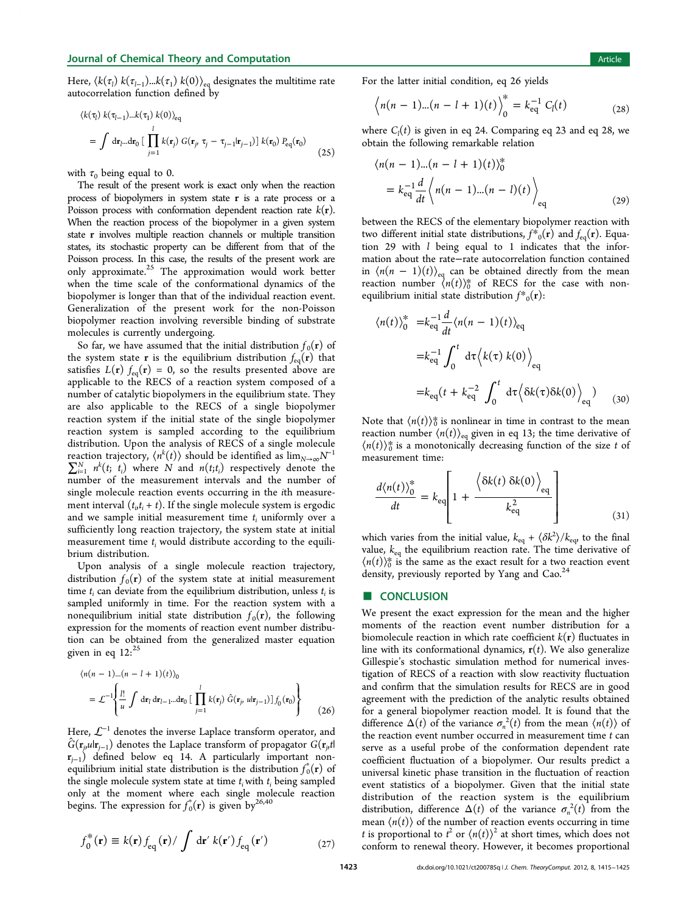Here, $\langle k(\tau_l)\, k(\tau_{l-1})...k(\tau_1)\, k(0)\rangle_{eq}$ designates the multitime rate autocorrelation function defined by

$$\langle k(\tau_l)\, k(\tau_{l-1})...k(\tau_1)\, k(0)\rangle_{eq} = \int d\mathbf{r}_l...d\mathbf{r}_0 \left[\prod_{j=1}^{l} k(\mathbf{r}_j)\, G(\mathbf{r}_j, \tau_j - \tau_{j-1}|\mathbf{r}_{j-1})\right] k(\mathbf{r}_0)\, P_{eq}(\mathbf{r}_0) \tag{25}$$

with $\tau_0$ being equal to 0.

The result of the present work is exact only when the reaction process of biopolymers in system state $\mathbf{r}$ is a rate process or a Poisson process with conformation dependent reaction rate $k(\mathbf{r})$. When the reaction process of the biopolymer in a given system state $\mathbf{r}$ involves multiple reaction channels or multiple transition states, its stochastic property can be different from that of the Poisson process. In this case, the results of the present work are only approximate.[25] The approximation would work better when the time scale of the conformational dynamics of the biopolymer is longer than that of the individual reaction event. Generalization of the present work for the non-Poisson biopolymer reaction involving reversible binding of substrate molecules is currently undergoing.

So far, we have assumed that the initial distribution $f_0(\mathbf{r})$ of the system state $\mathbf{r}$ is the equilibrium distribution $f_{eq}(\mathbf{r})$ that satisfies $L(\mathbf{r})\, f_{eq}(\mathbf{r}) = 0$, so the results presented above are applicable to the RECS of a reaction system composed of a number of catalytic biopolymers in the equilibrium state. They are also applicable to the RECS of a single biopolymer reaction system if the initial state of the single biopolymer reaction system is sampled according to the equilibrium distribution. Upon the analysis of RECS of a single molecule reaction trajectory, $\langle n^k(t)\rangle$ should be identified as $\lim_{N\to\infty} N^{-1} \sum_{i=1}^{N} n^k(t;\, t_i)$ where $N$ and $n(t;t_i)$ respectively denote the number of the measurement intervals and the number of single molecule reaction events occurring in the $i$th measurement interval $(t_i, t_i + t)$. If the single molecule system is ergodic and we sample initial measurement time $t_i$ uniformly over a sufficiently long reaction trajectory, the system state at initial measurement time $t_i$ would distribute according to the equilibrium distribution.

Upon analysis of a single molecule reaction trajectory, distribution $f_0(\mathbf{r})$ of the system state at initial measurement time $t_i$ can deviate from the equilibrium distribution, unless $t_i$ is sampled uniformly in time. For the reaction system with a nonequilibrium initial state distribution $f_0(\mathbf{r})$, the following expression for the moments of reaction event number distribution can be obtained from the generalized master equation given in eq 12:[25]

$$\langle n(n-1)...(n-l+1)(t)\rangle_0 = \mathcal{L}^{-1}\left\{\frac{l!}{u}\int d\mathbf{r}_l\, d\mathbf{r}_{l-1}...d\mathbf{r}_0 \left[\prod_{j=1}^{l} k(\mathbf{r}_j)\, \hat{G}(\mathbf{r}_j, u|\mathbf{r}_{j-1})\right] f_0(\mathbf{r}_0)\right\} \tag{26}$$

Here, $\mathcal{L}^{-1}$ denotes the inverse Laplace transform operator, and $\hat{G}(\mathbf{r}_j,u|\mathbf{r}_{j-1})$ denotes the Laplace transform of propagator $G(\mathbf{r}_j,t|\mathbf{r}_{j-1})$ defined below eq 14. A particularly important nonequilibrium initial state distribution is the distribution $f_0^*(\mathbf{r})$ of the single molecule system state at time $t_i$ with $t_i$ being sampled only at the moment where each single molecule reaction begins. The expression for $f_0^*(\mathbf{r})$ is given by[26,40]

$$f_0^*(\mathbf{r}) \equiv k(\mathbf{r})\, f_{eq}(\mathbf{r}) / \int d\mathbf{r}'\, k(\mathbf{r}')\, f_{eq}(\mathbf{r}') \tag{27}$$

For the latter initial condition, eq 26 yields

$$\left\langle n(n-1)...(n-l+1)(t)\right\rangle_0^* = k_{eq}^{-1}\, C_l(t) \tag{28}$$

where $C_l(t)$ is given in eq 24. Comparing eq 23 and eq 28, we obtain the following remarkable relation

$$\langle n(n-1)...(n-l+1)(t)\rangle_0^* = k_{eq}^{-1}\frac{d}{dt}\left\langle n(n-1)...(n-l)(t)\right\rangle_{eq} \tag{29}$$

between the RECS of the elementary biopolymer reaction with two different initial state distributions, $f^*_0(\mathbf{r})$ and $f_{eq}(\mathbf{r})$. Equation 29 with $l$ being equal to 1 indicates that the information about the rate–rate autocorrelation function contained in $\langle n(n-1)(t)\rangle_{eq}$ can be obtained directly from the mean reaction number $\langle n(t)\rangle_0^*$ of RECS for the case with nonequilibrium initial state distribution $f^*_0(\mathbf{r})$:

$$\begin{aligned}\langle n(t)\rangle_0^* &= k_{eq}^{-1}\frac{d}{dt}\langle n(n-1)(t)\rangle_{eq} \\ &= k_{eq}^{-1}\int_0^t d\tau \left\langle k(\tau)\, k(0)\right\rangle_{eq} \\ &= k_{eq}\left(t + k_{eq}^{-2}\int_0^t d\tau \left\langle \delta k(\tau)\delta k(0)\right\rangle_{eq}\right)\end{aligned} \tag{30}$$

Note that $\langle n(t)\rangle_0^*$ is nonlinear in time in contrast to the mean reaction number $\langle n(t)\rangle_{eq}$ given in eq 13; the time derivative of $\langle n(t)\rangle_0^*$ is a monotonically decreasing function of the size $t$ of measurement time:

$$\frac{d\langle n(t)\rangle_0^*}{dt} = k_{eq}\left[1 + \frac{\left\langle \delta k(t)\, \delta k(0)\right\rangle_{eq}}{k_{eq}^2}\right] \tag{31}$$

which varies from the initial value, $k_{eq} + \langle \delta k^2\rangle/k_{eq}$, to the final value, $k_{eq}$ the equilibrium reaction rate. The time derivative of $\langle n(t)\rangle_0^*$ is the same as the exact result for a two reaction event density, previously reported by Yang and Cao.[24]

## CONCLUSION

We present the exact expression for the mean and the higher moments of the reaction event number distribution for a biomolecule reaction in which rate coefficient $k(\mathbf{r})$ fluctuates in line with its conformational dynamics, $\mathbf{r}(t)$. We also generalize Gillespie's stochastic simulation method for numerical investigation of RECS of a reaction with slow reactivity fluctuation and confirm that the simulation results for RECS are in good agreement with the prediction of the analytic results obtained for a general biopolymer reaction model. It is found that the difference $\Delta(t)$ of the variance $\sigma_n^{\,2}(t)$ from the mean $\langle n(t)\rangle$ of the reaction event number occurred in measurement time $t$ can serve as a useful probe of the conformation dependent rate coefficient fluctuation of a biopolymer. Our results predict a universal kinetic phase transition in the fluctuation of reaction event statistics of a biopolymer. Given that the initial state distribution of the reaction system is the equilibrium distribution, difference $\Delta(t)$ of the variance $\sigma_n^{\,2}(t)$ from the mean $\langle n(t)\rangle$ of the number of reaction events occurring in time $t$ is proportional to $t^2$ or $\langle n(t)\rangle^2$ at short times, which does not conform to renewal theory. However, it becomes proportional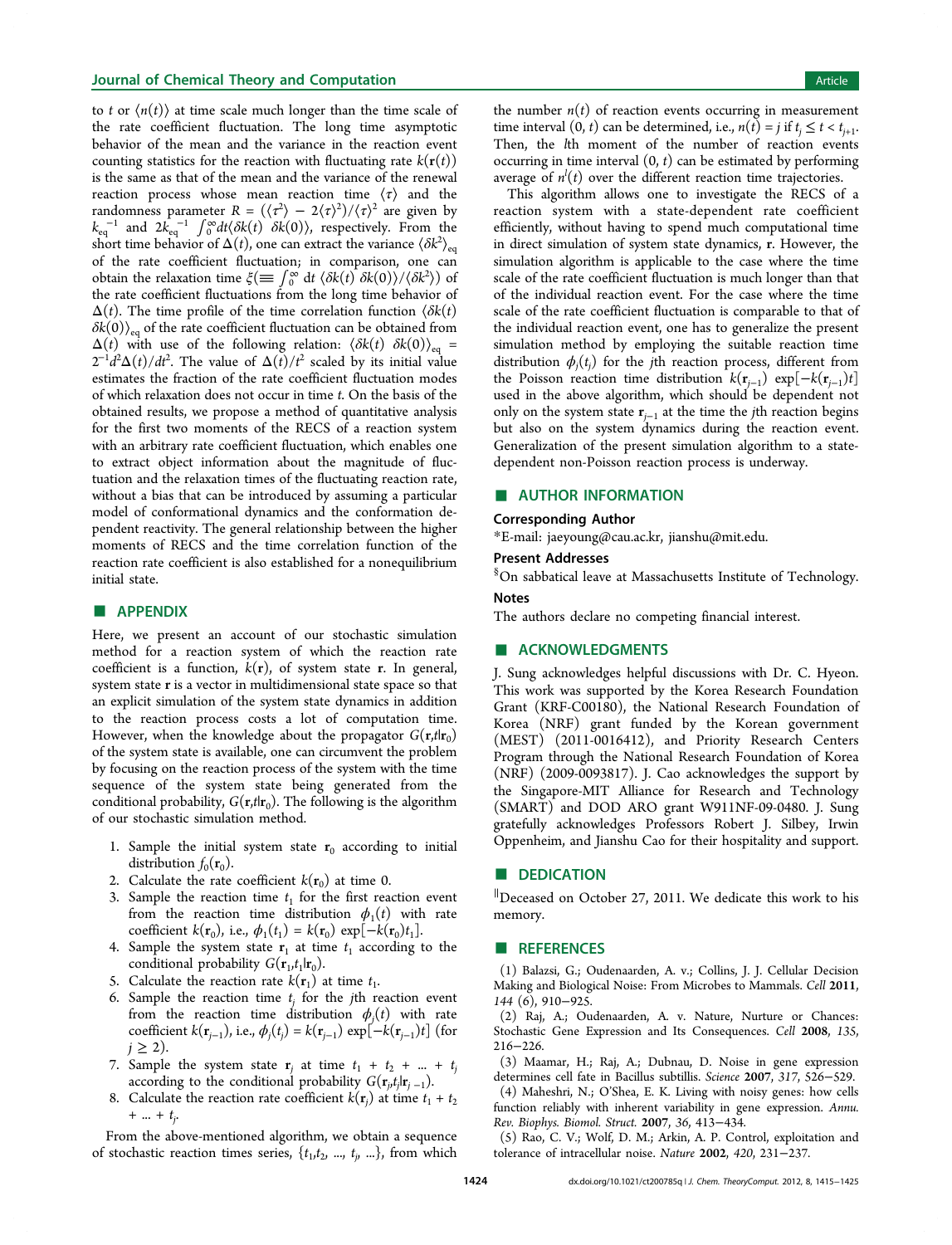to $t$ or $\langle n(t)\rangle$ at time scale much longer than the time scale of the rate coefficient fluctuation. The long time asymptotic behavior of the mean and the variance in the reaction event counting statistics for the reaction with fluctuating rate $k(\mathbf{r}(t))$ is the same as that of the mean and the variance of the renewal reaction process whose mean reaction time $\langle\tau\rangle$ and the randomness parameter $R = (\langle\tau^2\rangle - 2\langle\tau\rangle^2)/\langle\tau\rangle^2$ are given by $k_{\mathrm{eq}}^{-1}$ and $2k_{\mathrm{eq}}^{-1}\int_0^\infty dt\langle\delta k(t)\ \delta k(0)\rangle$, respectively. From the short time behavior of $\Delta(t)$, one can extract the variance $\langle\delta k^2\rangle_{\mathrm{eq}}$ of the rate coefficient fluctuation; in comparison, one can obtain the relaxation time $\xi(\equiv\int_0^\infty dt\ \langle\delta k(t)\ \delta k(0)\rangle/\langle\delta k^2\rangle)$ of the rate coefficient fluctuations from the long time behavior of $\Delta(t)$. The time profile of the time correlation function $\langle\delta k(t)\ \delta k(0)\rangle_{\mathrm{eq}}$ of the rate coefficient fluctuation can be obtained from $\Delta(t)$ with use of the following relation: $\langle\delta k(t)\ \delta k(0)\rangle_{\mathrm{eq}} = 2^{-1}d^2\Delta(t)/dt^2$. The value of $\Delta(t)/t^2$ scaled by its initial value estimates the fraction of the rate coefficient fluctuation modes of which relaxation does not occur in time $t$. On the basis of the obtained results, we propose a method of quantitative analysis for the first two moments of the RECS of a reaction system with an arbitrary rate coefficient fluctuation, which enables one to extract object information about the magnitude of fluctuation and the relaxation times of the fluctuating reaction rate, without a bias that can be introduced by assuming a particular model of conformational dynamics and the conformation dependent reactivity. The general relationship between the higher moments of RECS and the time correlation function of the reaction rate coefficient is also established for a nonequilibrium initial state.

## APPENDIX

Here, we present an account of our stochastic simulation method for a reaction system of which the reaction rate coefficient is a function, $k(\mathbf{r})$, of system state $\mathbf{r}$. In general, system state $\mathbf{r}$ is a vector in multidimensional state space so that an explicit simulation of the system state dynamics in addition to the reaction process costs a lot of computation time. However, when the knowledge about the propagator $G(\mathbf{r},t|\mathbf{r}_0)$ of the system state is available, one can circumvent the problem by focusing on the reaction process of the system with the time sequence of the system state being generated from the conditional probability, $G(\mathbf{r},t|\mathbf{r}_0)$. The following is the algorithm of our stochastic simulation method.

1. Sample the initial system state $\mathbf{r}_0$ according to initial distribution $f_0(\mathbf{r}_0)$.
2. Calculate the rate coefficient $k(\mathbf{r}_0)$ at time 0.
3. Sample the reaction time $t_1$ for the first reaction event from the reaction time distribution $\phi_1(t)$ with rate coefficient $k(\mathbf{r}_0)$, i.e., $\phi_1(t_1) = k(\mathbf{r}_0)\exp[-k(\mathbf{r}_0)t_1]$.
4. Sample the system state $\mathbf{r}_1$ at time $t_1$ according to the conditional probability $G(\mathbf{r}_1,t_1|\mathbf{r}_0)$.
5. Calculate the reaction rate $k(\mathbf{r}_1)$ at time $t_1$.
6. Sample the reaction time $t_j$ for the $j$th reaction event from the reaction time distribution $\phi_j(t)$ with rate coefficient $k(\mathbf{r}_{j-1})$, i.e., $\phi_j(t_j) = k(\mathbf{r}_{j-1})\exp[-k(\mathbf{r}_{j-1})t]$ (for $j \geq 2$).
7. Sample the system state $\mathbf{r}_j$ at time $t_1 + t_2 + ... + t_j$ according to the conditional probability $G(\mathbf{r}_j,t_j|\mathbf{r}_{j-1})$.
8. Calculate the reaction rate coefficient $k(\mathbf{r}_j)$ at time $t_1 + t_2 + ... + t_j$.

From the above-mentioned algorithm, we obtain a sequence of stochastic reaction times series, $\{t_1,t_2, ..., t_j, ...\}$, from which the number $n(t)$ of reaction events occurring in measurement time interval $(0, t)$ can be determined, i.e., $n(t) = j$ if $t_j \leq t < t_{j+1}$. Then, the $l$th moment of the number of reaction events occurring in time interval $(0, t)$ can be estimated by performing average of $n^l(t)$ over the different reaction time trajectories.

This algorithm allows one to investigate the RECS of a reaction system with a state-dependent rate coefficient efficiently, without having to spend much computational time in direct simulation of system state dynamics, $\mathbf{r}$. However, the simulation algorithm is applicable to the case where the time scale of the rate coefficient fluctuation is much longer than that of the individual reaction event. For the case where the time scale of the rate coefficient fluctuation is comparable to that of the individual reaction event, one has to generalize the present simulation method by employing the suitable reaction time distribution $\phi_j(t_j)$ for the $j$th reaction process, different from the Poisson reaction time distribution $k(\mathbf{r}_{j-1})\exp[-k(\mathbf{r}_{j-1})t]$ used in the above algorithm, which should be dependent not only on the system state $\mathbf{r}_{j-1}$ at the time the $j$th reaction begins but also on the system dynamics during the reaction event. Generalization of the present simulation algorithm to a state-dependent non-Poisson reaction process is underway.

## AUTHOR INFORMATION

### Corresponding Author

*E-mail: jaeyoung@cau.ac.kr, jianshu@mit.edu.

### Present Addresses

[§]On sabbatical leave at Massachusetts Institute of Technology.

### Notes

The authors declare no competing financial interest.

## ACKNOWLEDGMENTS

J. Sung acknowledges helpful discussions with Dr. C. Hyeon. This work was supported by the Korea Research Foundation Grant (KRF-C00180), the National Research Foundation of Korea (NRF) grant funded by the Korean government (MEST) (2011-0016412), and Priority Research Centers Program through the National Research Foundation of Korea (NRF) (2009-0093817). J. Cao acknowledges the support by the Singapore-MIT Alliance for Research and Technology (SMART) and DOD ARO grant W911NF-09-0480. J. Sung gratefully acknowledges Professors Robert J. Silbey, Irwin Oppenheim, and Jianshu Cao for their hospitality and support.

## DEDICATION

[∥]Deceased on October 27, 2011. We dedicate this work to his memory.

## REFERENCES

(1) Balazsi, G.; Oudenaarden, A. v.; Collins, J. J. Cellular Decision Making and Biological Noise: From Microbes to Mammals. *Cell* **2011**, *144* (6), 910−925.

(2) Raj, A.; Oudenaarden, A. v. Nature, Nurture or Chances: Stochastic Gene Expression and Its Consequences. *Cell* **2008**, *135*, 216−226.

(3) Maamar, H.; Raj, A.; Dubnau, D. Noise in gene expression determines cell fate in Bacillus subtillis. *Science* **2007**, *317*, 526−529.

(4) Maheshri, N.; O'Shea, E. K. Living with noisy genes: how cells function reliably with inherent variability in gene expression. *Annu. Rev. Biophys. Biomol. Struct.* **2007**, *36*, 413−434.

(5) Rao, C. V.; Wolf, D. M.; Arkin, A. P. Control, exploitation and tolerance of intracellular noise. *Nature* **2002**, *420*, 231−237.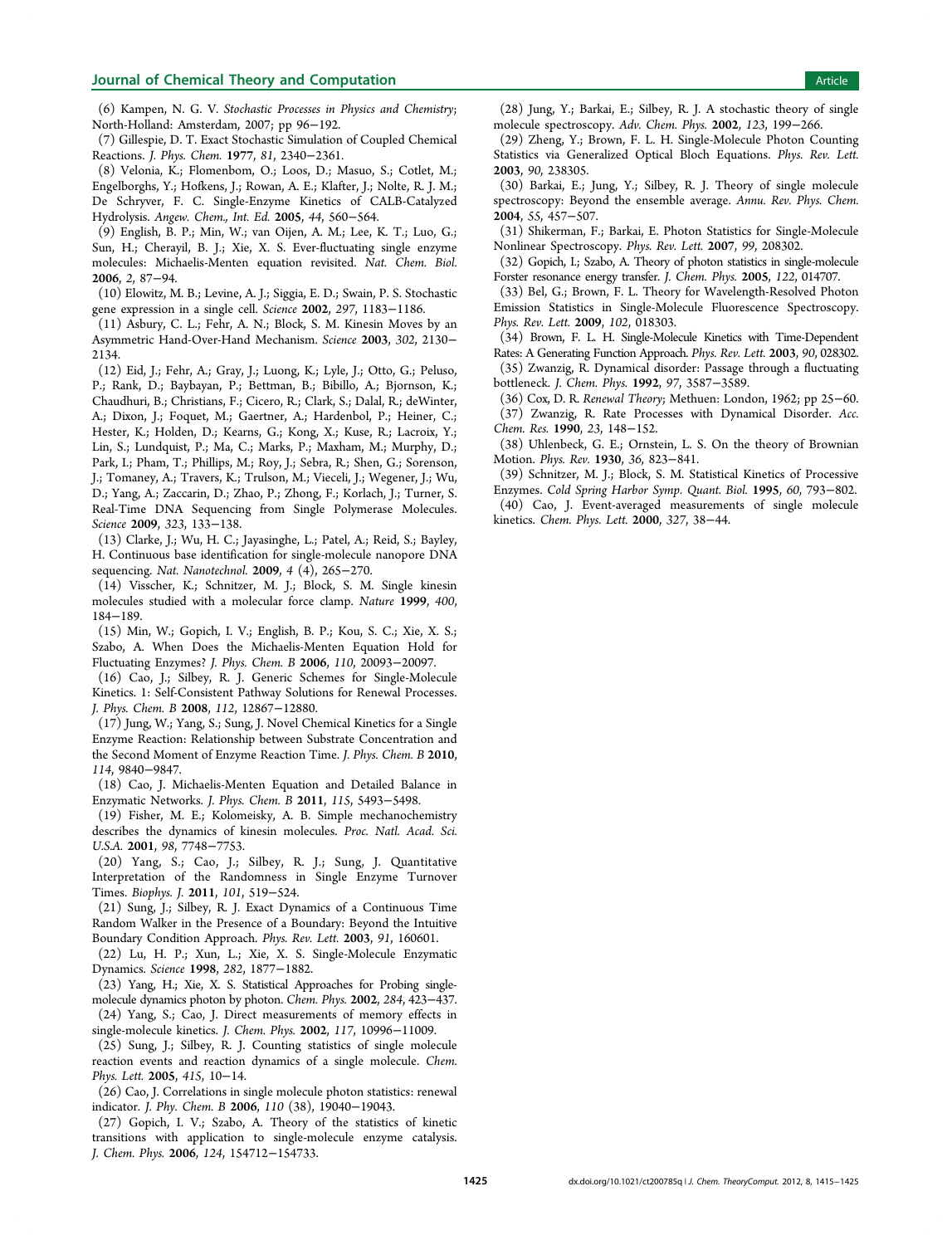(6) Kampen, N. G. V. *Stochastic Processes in Physics and Chemistry*; North-Holland: Amsterdam, 2007; pp 96−192.

(7) Gillespie, D. T. Exact Stochastic Simulation of Coupled Chemical Reactions. *J. Phys. Chem.* **1977**, *81*, 2340−2361.

(8) Velonia, K.; Flomenbom, O.; Loos, D.; Masuo, S.; Cotlet, M.; Engelborghs, Y.; Hofkens, J.; Rowan, A. E.; Klafter, J.; Nolte, R. J. M.; De Schryver, F. C. Single-Enzyme Kinetics of CALB-Catalyzed Hydrolysis. *Angew. Chem., Int. Ed.* **2005**, *44*, 560−564.

(9) English, B. P.; Min, W.; van Oijen, A. M.; Lee, K. T.; Luo, G.; Sun, H.; Cherayil, B. J.; Xie, X. S. Ever-fluctuating single enzyme molecules: Michaelis-Menten equation revisited. *Nat. Chem. Biol.* **2006**, *2*, 87−94.

(10) Elowitz, M. B.; Levine, A. J.; Siggia, E. D.; Swain, P. S. Stochastic gene expression in a single cell. *Science* **2002**, *297*, 1183−1186.

(11) Asbury, C. L.; Fehr, A. N.; Block, S. M. Kinesin Moves by an Asymmetric Hand-Over-Hand Mechanism. *Science* **2003**, *302*, 2130−2134.

(12) Eid, J.; Fehr, A.; Gray, J.; Luong, K.; Lyle, J.; Otto, G.; Peluso, P.; Rank, D.; Baybayan, P.; Bettman, B.; Bibillo, A.; Bjornson, K.; Chaudhuri, B.; Christians, F.; Cicero, R.; Clark, S.; Dalal, R.; deWinter, A.; Dixon, J.; Foquet, M.; Gaertner, A.; Hardenbol, P.; Heiner, C.; Hester, K.; Holden, D.; Kearns, G.; Kong, X.; Kuse, R.; Lacroix, Y.; Lin, S.; Lundquist, P.; Ma, C.; Marks, P.; Maxham, M.; Murphy, D.; Park, I.; Pham, T.; Phillips, M.; Roy, J.; Sebra, R.; Shen, G.; Sorenson, J.; Tomaney, A.; Travers, K.; Trulson, M.; Vieceli, J.; Wegener, J.; Wu, D.; Yang, A.; Zaccarin, D.; Zhao, P.; Zhong, F.; Korlach, J.; Turner, S. Real-Time DNA Sequencing from Single Polymerase Molecules. *Science* **2009**, *323*, 133−138.

(13) Clarke, J.; Wu, H. C.; Jayasinghe, L.; Patel, A.; Reid, S.; Bayley, H. Continuous base identification for single-molecule nanopore DNA sequencing. *Nat. Nanotechnol.* **2009**, *4* (4), 265−270.

(14) Visscher, K.; Schnitzer, M. J.; Block, S. M. Single kinesin molecules studied with a molecular force clamp. *Nature* **1999**, *400*, 184−189.

(15) Min, W.; Gopich, I. V.; English, B. P.; Kou, S. C.; Xie, X. S.; Szabo, A. When Does the Michaelis-Menten Equation Hold for Fluctuating Enzymes? *J. Phys. Chem. B* **2006**, *110*, 20093−20097.

(16) Cao, J.; Silbey, R. J. Generic Schemes for Single-Molecule Kinetics. 1: Self-Consistent Pathway Solutions for Renewal Processes. *J. Phys. Chem. B* **2008**, *112*, 12867−12880.

(17) Jung, W.; Yang, S.; Sung, J. Novel Chemical Kinetics for a Single Enzyme Reaction: Relationship between Substrate Concentration and the Second Moment of Enzyme Reaction Time. *J. Phys. Chem. B* **2010**, *114*, 9840−9847.

(18) Cao, J. Michaelis-Menten Equation and Detailed Balance in Enzymatic Networks. *J. Phys. Chem. B* **2011**, *115*, 5493−5498.

(19) Fisher, M. E.; Kolomeisky, A. B. Simple mechanochemistry describes the dynamics of kinesin molecules. *Proc. Natl. Acad. Sci. U.S.A.* **2001**, *98*, 7748−7753.

(20) Yang, S.; Cao, J.; Silbey, R. J.; Sung, J. Quantitative Interpretation of the Randomness in Single Enzyme Turnover Times. *Biophys. J.* **2011**, *101*, 519−524.

(21) Sung, J.; Silbey, R. J. Exact Dynamics of a Continuous Time Random Walker in the Presence of a Boundary: Beyond the Intuitive Boundary Condition Approach. *Phys. Rev. Lett.* **2003**, *91*, 160601.

(22) Lu, H. P.; Xun, L.; Xie, X. S. Single-Molecule Enzymatic Dynamics. *Science* **1998**, *282*, 1877−1882.

(23) Yang, H.; Xie, X. S. Statistical Approaches for Probing single-molecule dynamics photon by photon. *Chem. Phys.* **2002**, *284*, 423−437.

(24) Yang, S.; Cao, J. Direct measurements of memory effects in single-molecule kinetics. *J. Chem. Phys.* **2002**, *117*, 10996−11009.

(25) Sung, J.; Silbey, R. J. Counting statistics of single molecule reaction events and reaction dynamics of a single molecule. *Chem. Phys. Lett.* **2005**, *415*, 10−14.

(26) Cao, J. Correlations in single molecule photon statistics: renewal indicator. *J. Phy. Chem. B* **2006**, *110* (38), 19040−19043.

(27) Gopich, I. V.; Szabo, A. Theory of the statistics of kinetic transitions with application to single-molecule enzyme catalysis. *J. Chem. Phys.* **2006**, *124*, 154712−154733.

(28) Jung, Y.; Barkai, E.; Silbey, R. J. A stochastic theory of single molecule spectroscopy. *Adv. Chem. Phys.* **2002**, *123*, 199−266.

(29) Zheng, Y.; Brown, F. L. H. Single-Molecule Photon Counting Statistics via Generalized Optical Bloch Equations. *Phys. Rev. Lett.* **2003**, *90*, 238305.

(30) Barkai, E.; Jung, Y.; Silbey, R. J. Theory of single molecule spectroscopy: Beyond the ensemble average. *Annu. Rev. Phys. Chem.* **2004**, *55*, 457−507.

(31) Shikerman, F.; Barkai, E. Photon Statistics for Single-Molecule Nonlinear Spectroscopy. *Phys. Rev. Lett.* **2007**, *99*, 208302.

(32) Gopich, I.; Szabo, A. Theory of photon statistics in single-molecule Forster resonance energy transfer. *J. Chem. Phys.* **2005**, *122*, 014707.

(33) Bel, G.; Brown, F. L. Theory for Wavelength-Resolved Photon Emission Statistics in Single-Molecule Fluorescence Spectroscopy. *Phys. Rev. Lett.* **2009**, *102*, 018303.

(34) Brown, F. L. H. Single-Molecule Kinetics with Time-Dependent Rates: A Generating Function Approach. *Phys. Rev. Lett.* **2003**, *90*, 028302.

(35) Zwanzig, R. Dynamical disorder: Passage through a fluctuating bottleneck. *J. Chem. Phys.* **1992**, *97*, 3587−3589.

(36) Cox, D. R. *Renewal Theory*; Methuen: London, 1962; pp 25−60.

(37) Zwanzig, R. Rate Processes with Dynamical Disorder. *Acc. Chem. Res.* **1990**, *23*, 148−152.

(38) Uhlenbeck, G. E.; Ornstein, L. S. On the theory of Brownian Motion. *Phys. Rev.* **1930**, *36*, 823−841.

(39) Schnitzer, M. J.; Block, S. M. Statistical Kinetics of Processive Enzymes. *Cold Spring Harbor Symp. Quant. Biol.* **1995**, *60*, 793−802.

(40) Cao, J. Event-averaged measurements of single molecule kinetics. *Chem. Phys. Lett.* **2000**, *327*, 38−44.